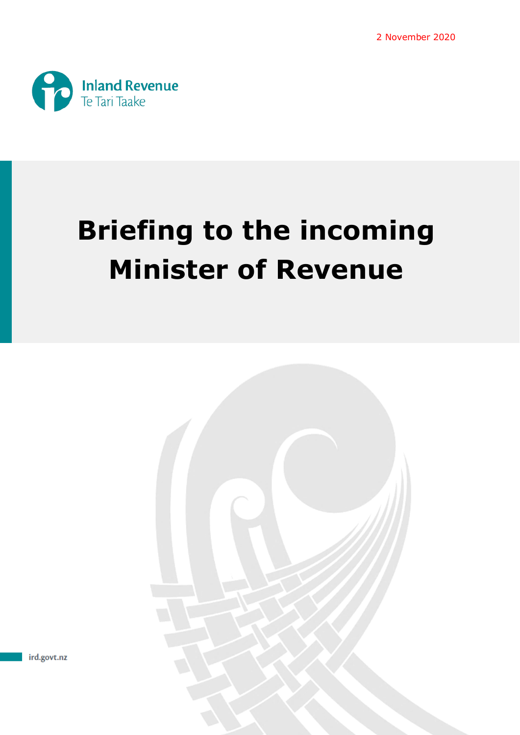2 November 2020

Inland Revenue
Te Tari Taake

# Briefing to the incoming Minister of Revenue

ird.govt.nz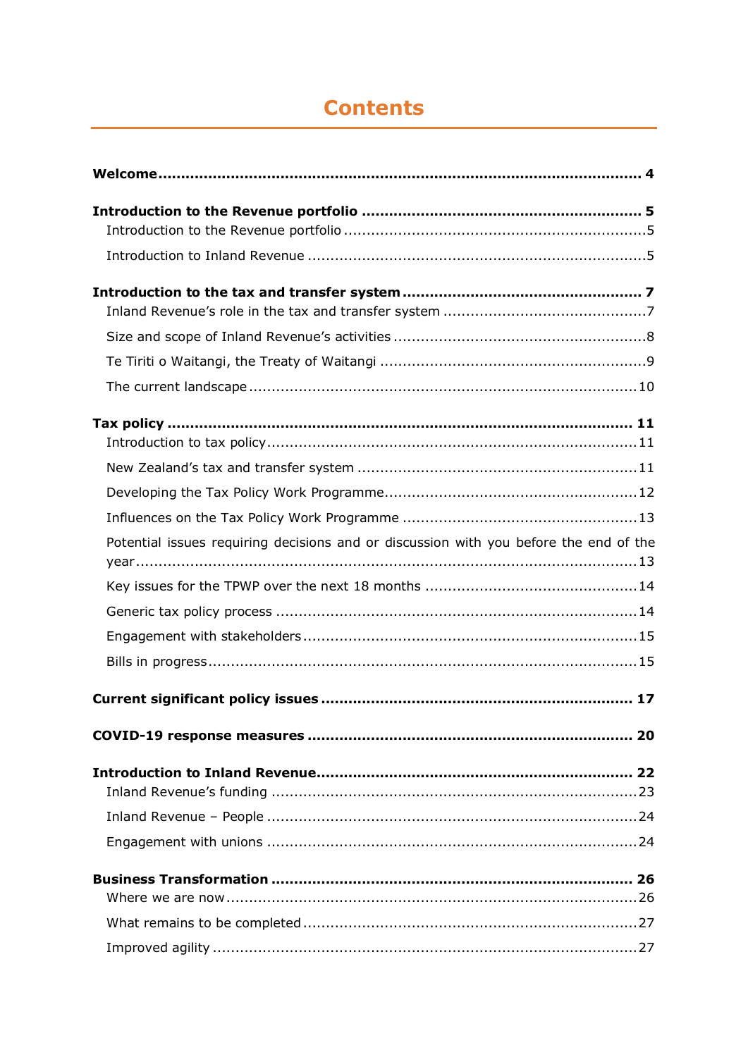# Contents

**Welcome** ........................................................................................................ **4**

**Introduction to the Revenue portfolio** ........................................................... **5**

Introduction to the Revenue portfolio ..................................................................5

Introduction to Inland Revenue ..........................................................................5

**Introduction to the tax and transfer system** ..................................................... **7**

Inland Revenue's role in the tax and transfer system ............................................7

Size and scope of Inland Revenue's activities .......................................................8

Te Tiriti o Waitangi, the Treaty of Waitangi ..........................................................9

The current landscape .....................................................................................10

**Tax policy** ...................................................................................................... **11**

Introduction to tax policy .................................................................................11

New Zealand's tax and transfer system .............................................................11

Developing the Tax Policy Work Programme .......................................................12

Influences on the Tax Policy Work Programme ...................................................13

Potential issues requiring decisions and or discussion with you before the end of the year .............................................................................................................13

Key issues for the TPWP over the next 18 months ..............................................14

Generic tax policy process ...............................................................................14

Engagement with stakeholders .........................................................................15

Bills in progress ..............................................................................................15

**Current significant policy issues** .................................................................... **17**

**COVID-19 response measures** ....................................................................... **20**

**Introduction to Inland Revenue** ..................................................................... **22**

Inland Revenue's funding ................................................................................23

Inland Revenue – People .................................................................................24

Engagement with unions .................................................................................24

**Business Transformation** .............................................................................. **26**

Where we are now ..........................................................................................26

What remains to be completed .........................................................................27

Improved agility .............................................................................................27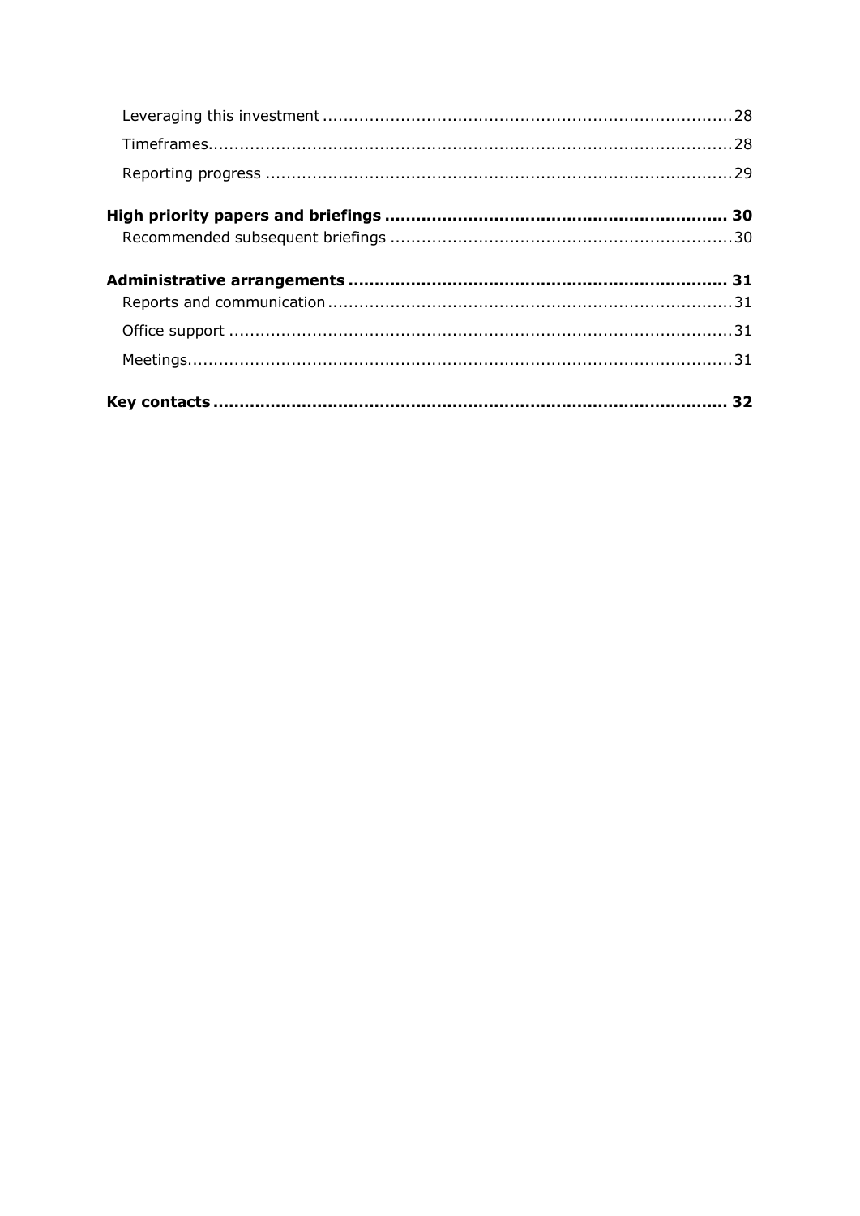Leveraging this investment ............................................................................ 28

Timeframes.................................................................................................. 28

Reporting progress ....................................................................................... 29

**High priority papers and briefings ................................................................. 30**

Recommended subsequent briefings ............................................................... 30

**Administrative arrangements ........................................................................ 31**

Reports and communication ........................................................................... 31

Office support .............................................................................................. 31

Meetings...................................................................................................... 31

**Key contacts ................................................................................................ 32**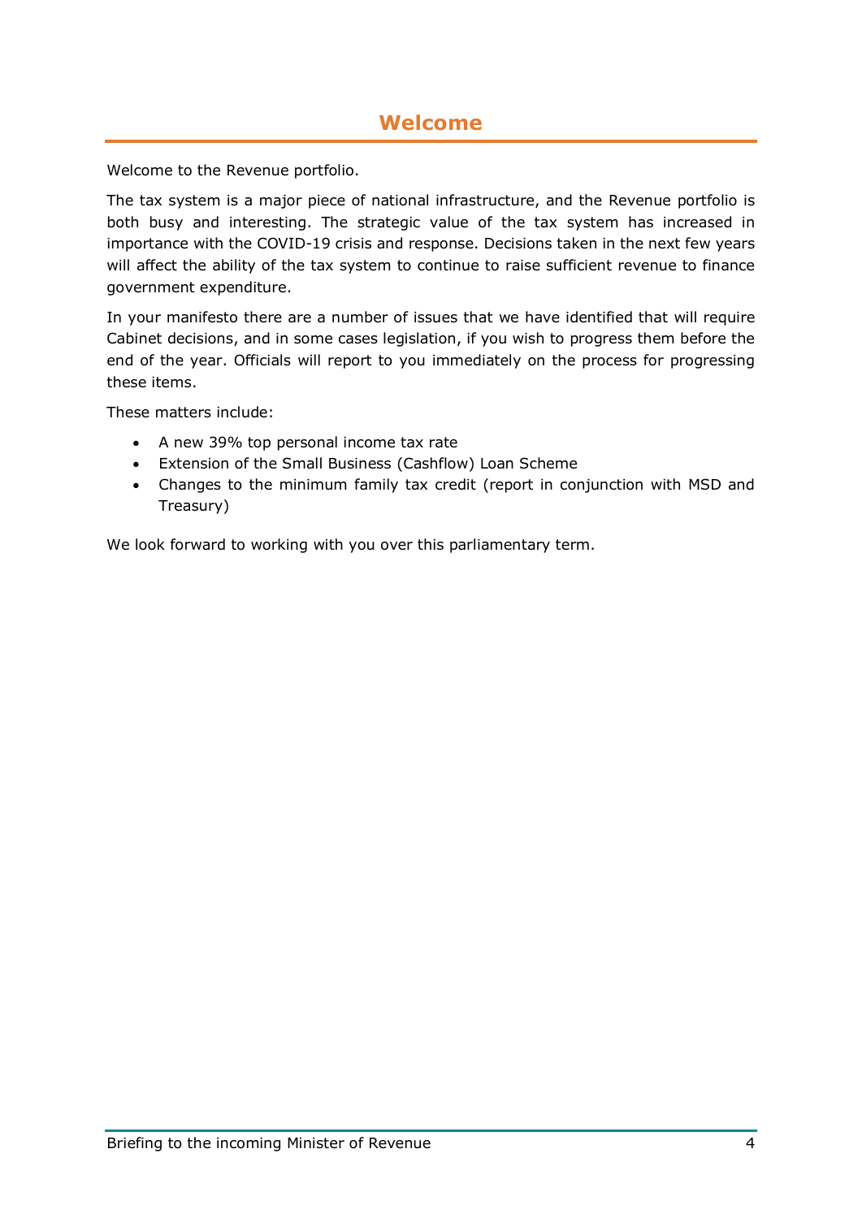# Welcome

Welcome to the Revenue portfolio.

The tax system is a major piece of national infrastructure, and the Revenue portfolio is both busy and interesting. The strategic value of the tax system has increased in importance with the COVID-19 crisis and response. Decisions taken in the next few years will affect the ability of the tax system to continue to raise sufficient revenue to finance government expenditure.

In your manifesto there are a number of issues that we have identified that will require Cabinet decisions, and in some cases legislation, if you wish to progress them before the end of the year. Officials will report to you immediately on the process for progressing these items.

These matters include:

- A new 39% top personal income tax rate
- Extension of the Small Business (Cashflow) Loan Scheme
- Changes to the minimum family tax credit (report in conjunction with MSD and Treasury)

We look forward to working with you over this parliamentary term.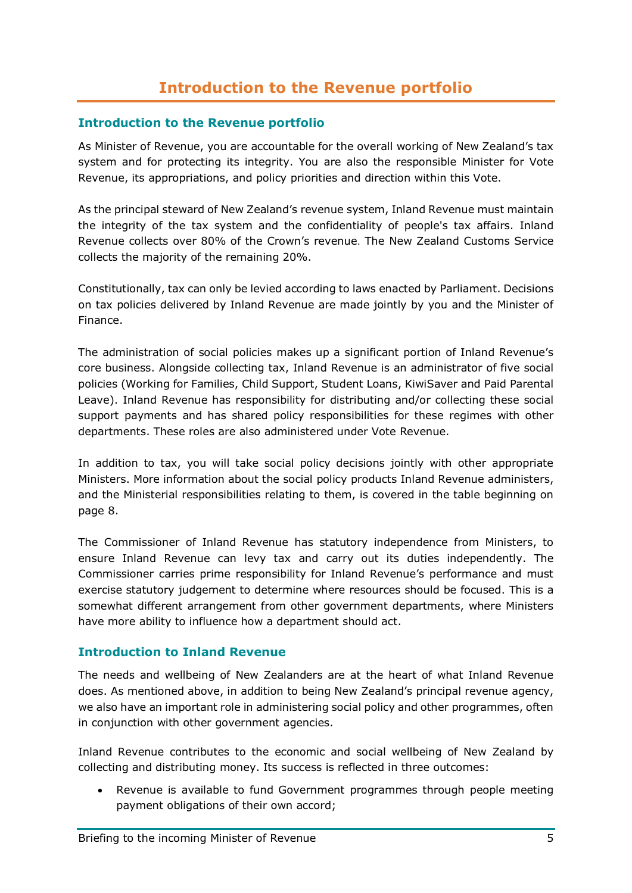# Introduction to the Revenue portfolio

## Introduction to the Revenue portfolio

As Minister of Revenue, you are accountable for the overall working of New Zealand's tax system and for protecting its integrity. You are also the responsible Minister for Vote Revenue, its appropriations, and policy priorities and direction within this Vote.

As the principal steward of New Zealand's revenue system, Inland Revenue must maintain the integrity of the tax system and the confidentiality of people's tax affairs. Inland Revenue collects over 80% of the Crown's revenue. The New Zealand Customs Service collects the majority of the remaining 20%.

Constitutionally, tax can only be levied according to laws enacted by Parliament. Decisions on tax policies delivered by Inland Revenue are made jointly by you and the Minister of Finance.

The administration of social policies makes up a significant portion of Inland Revenue's core business. Alongside collecting tax, Inland Revenue is an administrator of five social policies (Working for Families, Child Support, Student Loans, KiwiSaver and Paid Parental Leave). Inland Revenue has responsibility for distributing and/or collecting these social support payments and has shared policy responsibilities for these regimes with other departments. These roles are also administered under Vote Revenue.

In addition to tax, you will take social policy decisions jointly with other appropriate Ministers. More information about the social policy products Inland Revenue administers, and the Ministerial responsibilities relating to them, is covered in the table beginning on page 8.

The Commissioner of Inland Revenue has statutory independence from Ministers, to ensure Inland Revenue can levy tax and carry out its duties independently. The Commissioner carries prime responsibility for Inland Revenue's performance and must exercise statutory judgement to determine where resources should be focused. This is a somewhat different arrangement from other government departments, where Ministers have more ability to influence how a department should act.

## Introduction to Inland Revenue

The needs and wellbeing of New Zealanders are at the heart of what Inland Revenue does. As mentioned above, in addition to being New Zealand's principal revenue agency, we also have an important role in administering social policy and other programmes, often in conjunction with other government agencies.

Inland Revenue contributes to the economic and social wellbeing of New Zealand by collecting and distributing money. Its success is reflected in three outcomes:

- Revenue is available to fund Government programmes through people meeting payment obligations of their own accord;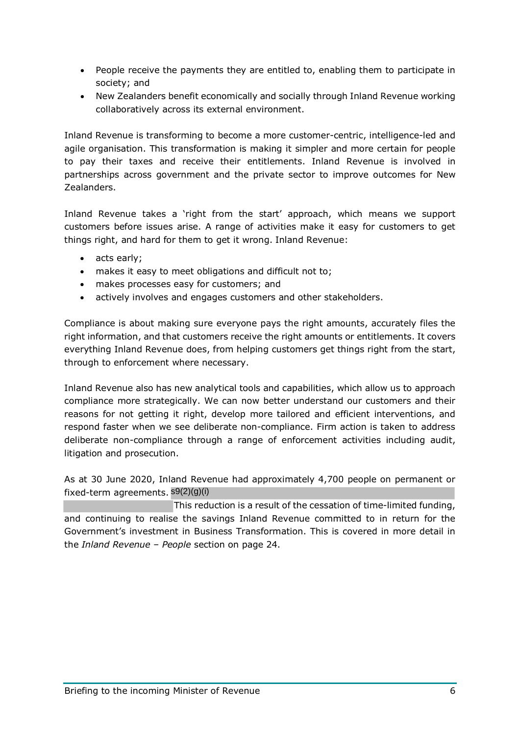- People receive the payments they are entitled to, enabling them to participate in society; and
- New Zealanders benefit economically and socially through Inland Revenue working collaboratively across its external environment.

Inland Revenue is transforming to become a more customer-centric, intelligence-led and agile organisation. This transformation is making it simpler and more certain for people to pay their taxes and receive their entitlements. Inland Revenue is involved in partnerships across government and the private sector to improve outcomes for New Zealanders.

Inland Revenue takes a 'right from the start' approach, which means we support customers before issues arise. A range of activities make it easy for customers to get things right, and hard for them to get it wrong. Inland Revenue:

- acts early;
- makes it easy to meet obligations and difficult not to;
- makes processes easy for customers; and
- actively involves and engages customers and other stakeholders.

Compliance is about making sure everyone pays the right amounts, accurately files the right information, and that customers receive the right amounts or entitlements. It covers everything Inland Revenue does, from helping customers get things right from the start, through to enforcement where necessary.

Inland Revenue also has new analytical tools and capabilities, which allow us to approach compliance more strategically. We can now better understand our customers and their reasons for not getting it right, develop more tailored and efficient interventions, and respond faster when we see deliberate non-compliance. Firm action is taken to address deliberate non-compliance through a range of enforcement activities including audit, litigation and prosecution.

As at 30 June 2020, Inland Revenue had approximately 4,700 people on permanent or fixed-term agreements. s9(2)(g)(i) This reduction is a result of the cessation of time-limited funding, and continuing to realise the savings Inland Revenue committed to in return for the Government's investment in Business Transformation. This is covered in more detail in the *Inland Revenue – People* section on page 24.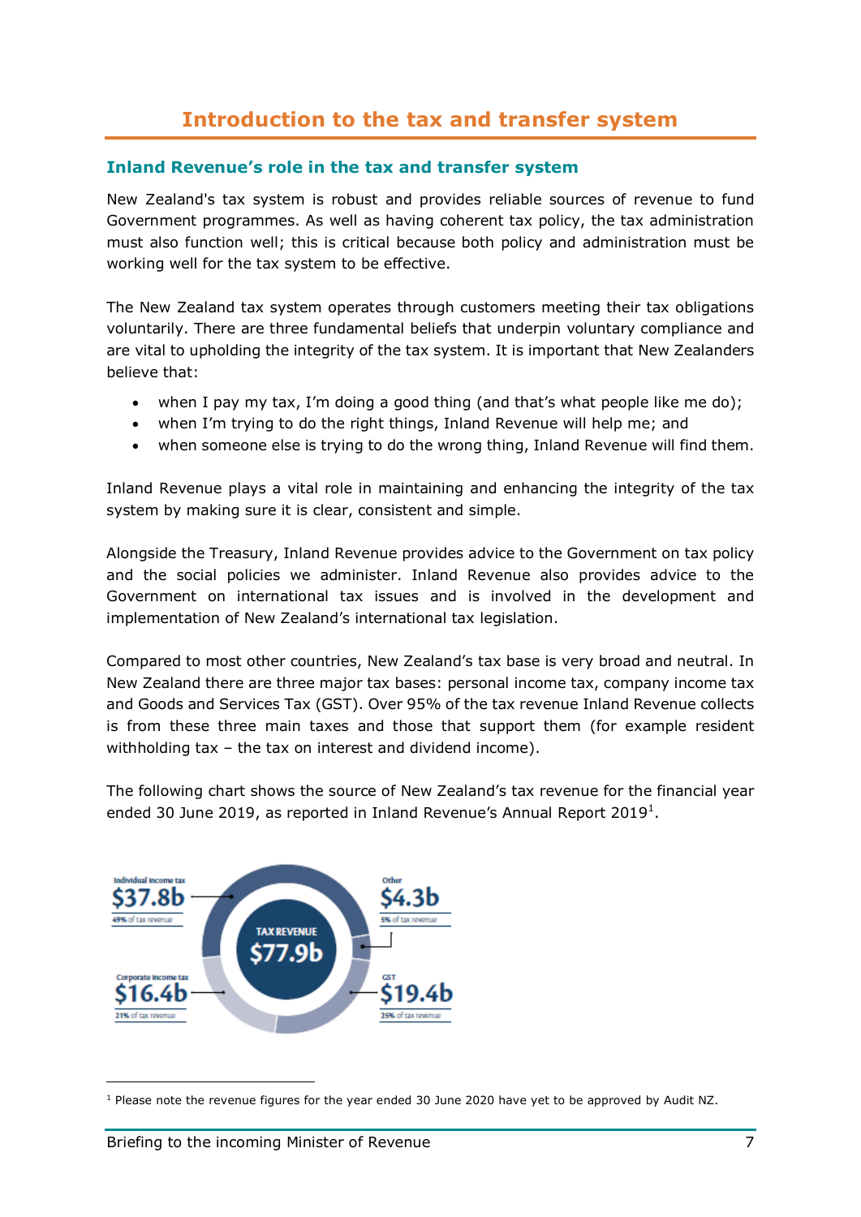# Introduction to the tax and transfer system

## Inland Revenue's role in the tax and transfer system

New Zealand's tax system is robust and provides reliable sources of revenue to fund Government programmes. As well as having coherent tax policy, the tax administration must also function well; this is critical because both policy and administration must be working well for the tax system to be effective.

The New Zealand tax system operates through customers meeting their tax obligations voluntarily. There are three fundamental beliefs that underpin voluntary compliance and are vital to upholding the integrity of the tax system. It is important that New Zealanders believe that:

- when I pay my tax, I'm doing a good thing (and that's what people like me do);
- when I'm trying to do the right things, Inland Revenue will help me; and
- when someone else is trying to do the wrong thing, Inland Revenue will find them.

Inland Revenue plays a vital role in maintaining and enhancing the integrity of the tax system by making sure it is clear, consistent and simple.

Alongside the Treasury, Inland Revenue provides advice to the Government on tax policy and the social policies we administer. Inland Revenue also provides advice to the Government on international tax issues and is involved in the development and implementation of New Zealand's international tax legislation.

Compared to most other countries, New Zealand's tax base is very broad and neutral. In New Zealand there are three major tax bases: personal income tax, company income tax and Goods and Services Tax (GST). Over 95% of the tax revenue Inland Revenue collects is from these three main taxes and those that support them (for example resident withholding tax – the tax on interest and dividend income).

The following chart shows the source of New Zealand's tax revenue for the financial year ended 30 June 2019, as reported in Inland Revenue's Annual Report 2019[1].

TAX REVENUE $77.9b

- Individual income tax: $37.8b (49% of tax revenue)
- Corporate income tax: $16.4b (21% of tax revenue)
- GST: $19.4b (25% of tax revenue)
- Other: $4.3b (5% of tax revenue)

[1] Please note the revenue figures for the year ended 30 June 2020 have yet to be approved by Audit NZ.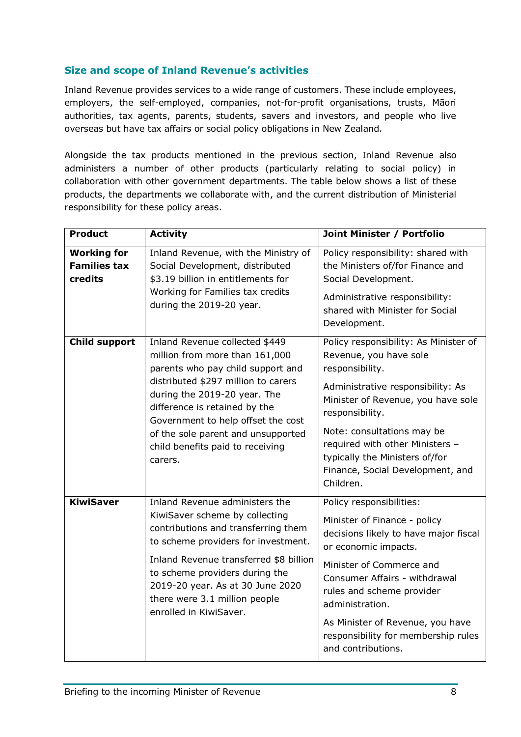## Size and scope of Inland Revenue's activities

Inland Revenue provides services to a wide range of customers. These include employees, employers, the self-employed, companies, not-for-profit organisations, trusts, Māori authorities, tax agents, parents, students, savers and investors, and people who live overseas but have tax affairs or social policy obligations in New Zealand.

Alongside the tax products mentioned in the previous section, Inland Revenue also administers a number of other products (particularly relating to social policy) in collaboration with other government departments. The table below shows a list of these products, the departments we collaborate with, and the current distribution of Ministerial responsibility for these policy areas.

| Product | Activity | Joint Minister / Portfolio |
|---|---|---|
| **Working for Families tax credits** | Inland Revenue, with the Ministry of Social Development, distributed $3.19 billion in entitlements for Working for Families tax credits during the 2019-20 year. | Policy responsibility: shared with the Ministers of/for Finance and Social Development.<br><br>Administrative responsibility: shared with Minister for Social Development. |
| **Child support** | Inland Revenue collected $449 million from more than 161,000 parents who pay child support and distributed $297 million to carers during the 2019-20 year. The difference is retained by the Government to help offset the cost of the sole parent and unsupported child benefits paid to receiving carers. | Policy responsibility: As Minister of Revenue, you have sole responsibility.<br><br>Administrative responsibility: As Minister of Revenue, you have sole responsibility.<br><br>Note: consultations may be required with other Ministers – typically the Ministers of/for Finance, Social Development, and Children. |
| **KiwiSaver** | Inland Revenue administers the KiwiSaver scheme by collecting contributions and transferring them to scheme providers for investment.<br><br>Inland Revenue transferred $8 billion to scheme providers during the 2019-20 year. As at 30 June 2020 there were 3.1 million people enrolled in KiwiSaver. | Policy responsibilities:<br><br>Minister of Finance - policy decisions likely to have major fiscal or economic impacts.<br><br>Minister of Commerce and Consumer Affairs - withdrawal rules and scheme provider administration.<br><br>As Minister of Revenue, you have responsibility for membership rules and contributions. |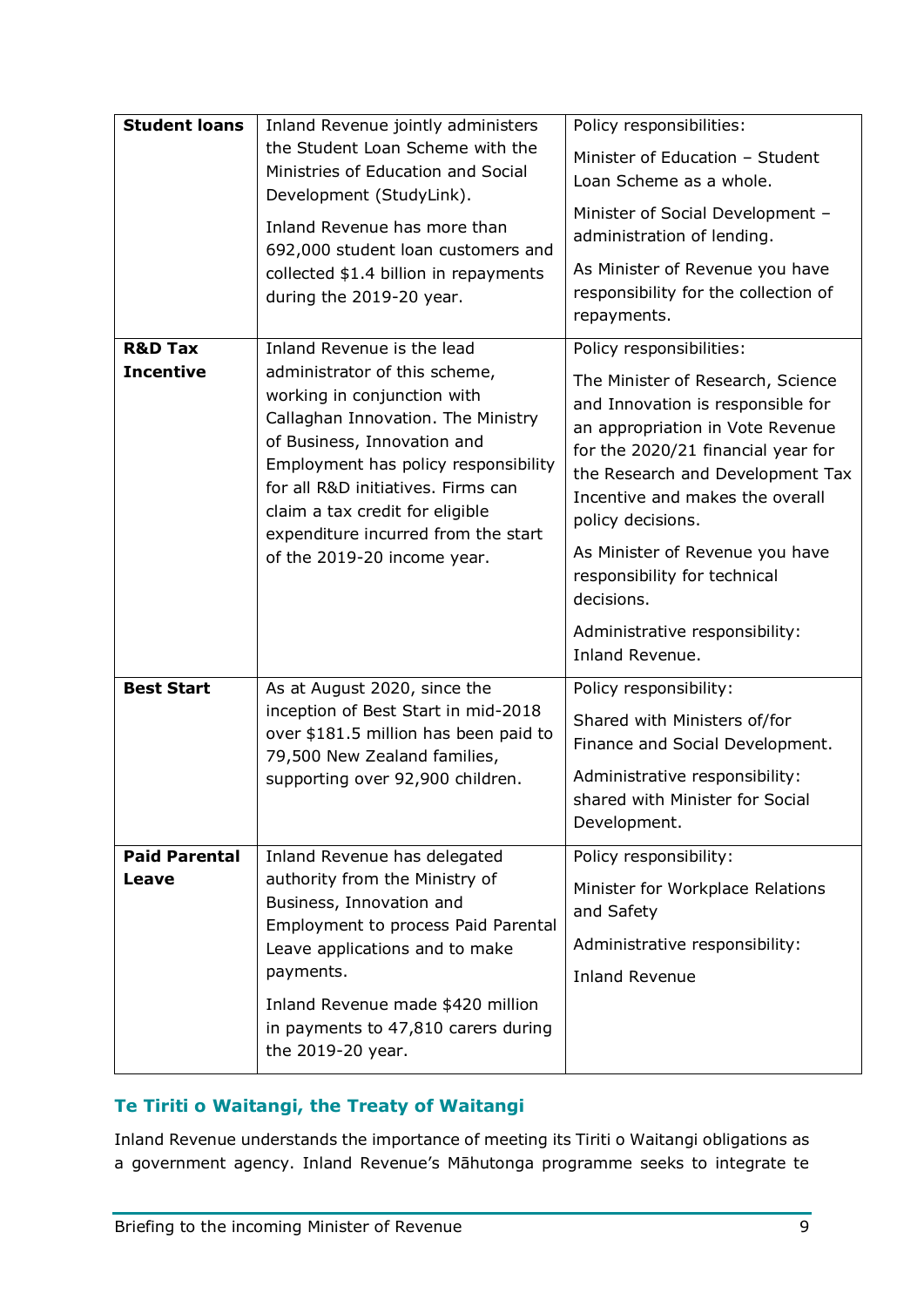| **Student loans** | Inland Revenue jointly administers the Student Loan Scheme with the Ministries of Education and Social Development (StudyLink).<br><br>Inland Revenue has more than 692,000 student loan customers and collected $1.4 billion in repayments during the 2019-20 year. | Policy responsibilities:<br><br>Minister of Education – Student Loan Scheme as a whole.<br><br>Minister of Social Development – administration of lending.<br><br>As Minister of Revenue you have responsibility for the collection of repayments. |
|---|---|---|
| **R&D Tax Incentive** | Inland Revenue is the lead administrator of this scheme, working in conjunction with Callaghan Innovation. The Ministry of Business, Innovation and Employment has policy responsibility for all R&D initiatives. Firms can claim a tax credit for eligible expenditure incurred from the start of the 2019-20 income year. | Policy responsibilities:<br><br>The Minister of Research, Science and Innovation is responsible for an appropriation in Vote Revenue for the 2020/21 financial year for the Research and Development Tax Incentive and makes the overall policy decisions.<br><br>As Minister of Revenue you have responsibility for technical decisions.<br><br>Administrative responsibility: Inland Revenue. |
| **Best Start** | As at August 2020, since the inception of Best Start in mid-2018 over $181.5 million has been paid to 79,500 New Zealand families, supporting over 92,900 children. | Policy responsibility:<br><br>Shared with Ministers of/for Finance and Social Development.<br><br>Administrative responsibility: shared with Minister for Social Development. |
| **Paid Parental Leave** | Inland Revenue has delegated authority from the Ministry of Business, Innovation and Employment to process Paid Parental Leave applications and to make payments.<br><br>Inland Revenue made $420 million in payments to 47,810 carers during the 2019-20 year. | Policy responsibility:<br><br>Minister for Workplace Relations and Safety<br><br>Administrative responsibility:<br><br>Inland Revenue |

## Te Tiriti o Waitangi, the Treaty of Waitangi

Inland Revenue understands the importance of meeting its Tiriti o Waitangi obligations as a government agency. Inland Revenue's Māhutonga programme seeks to integrate te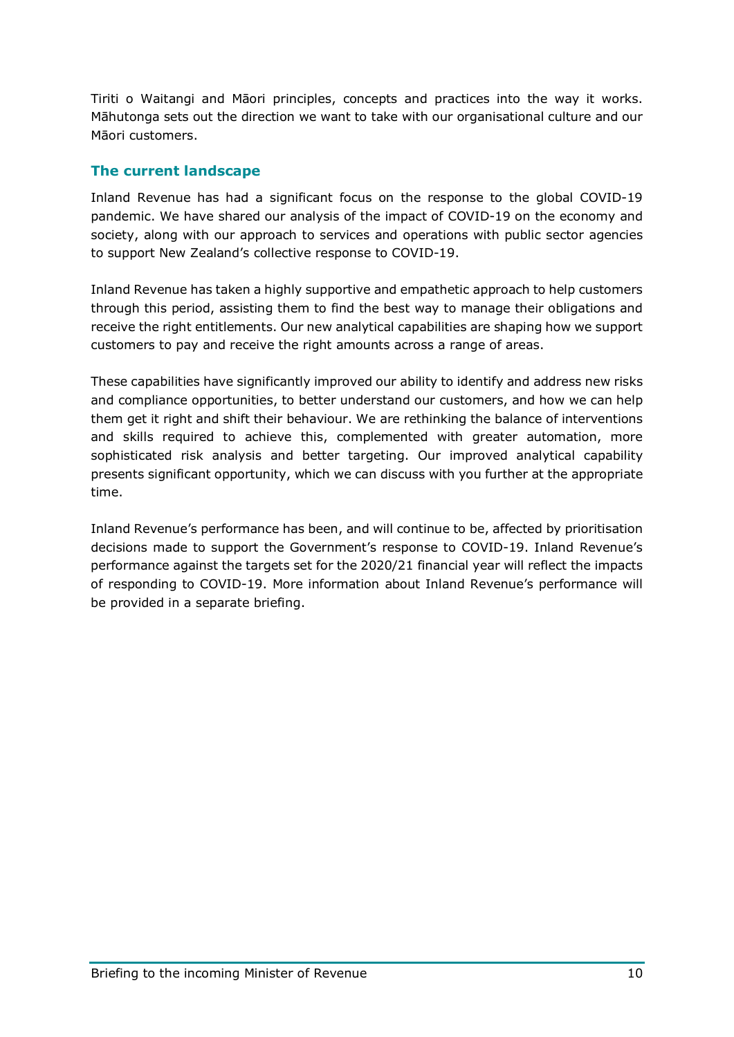Tiriti o Waitangi and Māori principles, concepts and practices into the way it works. Māhutonga sets out the direction we want to take with our organisational culture and our Māori customers.

## The current landscape

Inland Revenue has had a significant focus on the response to the global COVID-19 pandemic. We have shared our analysis of the impact of COVID-19 on the economy and society, along with our approach to services and operations with public sector agencies to support New Zealand's collective response to COVID-19.

Inland Revenue has taken a highly supportive and empathetic approach to help customers through this period, assisting them to find the best way to manage their obligations and receive the right entitlements. Our new analytical capabilities are shaping how we support customers to pay and receive the right amounts across a range of areas.

These capabilities have significantly improved our ability to identify and address new risks and compliance opportunities, to better understand our customers, and how we can help them get it right and shift their behaviour. We are rethinking the balance of interventions and skills required to achieve this, complemented with greater automation, more sophisticated risk analysis and better targeting. Our improved analytical capability presents significant opportunity, which we can discuss with you further at the appropriate time.

Inland Revenue's performance has been, and will continue to be, affected by prioritisation decisions made to support the Government's response to COVID-19. Inland Revenue's performance against the targets set for the 2020/21 financial year will reflect the impacts of responding to COVID-19. More information about Inland Revenue's performance will be provided in a separate briefing.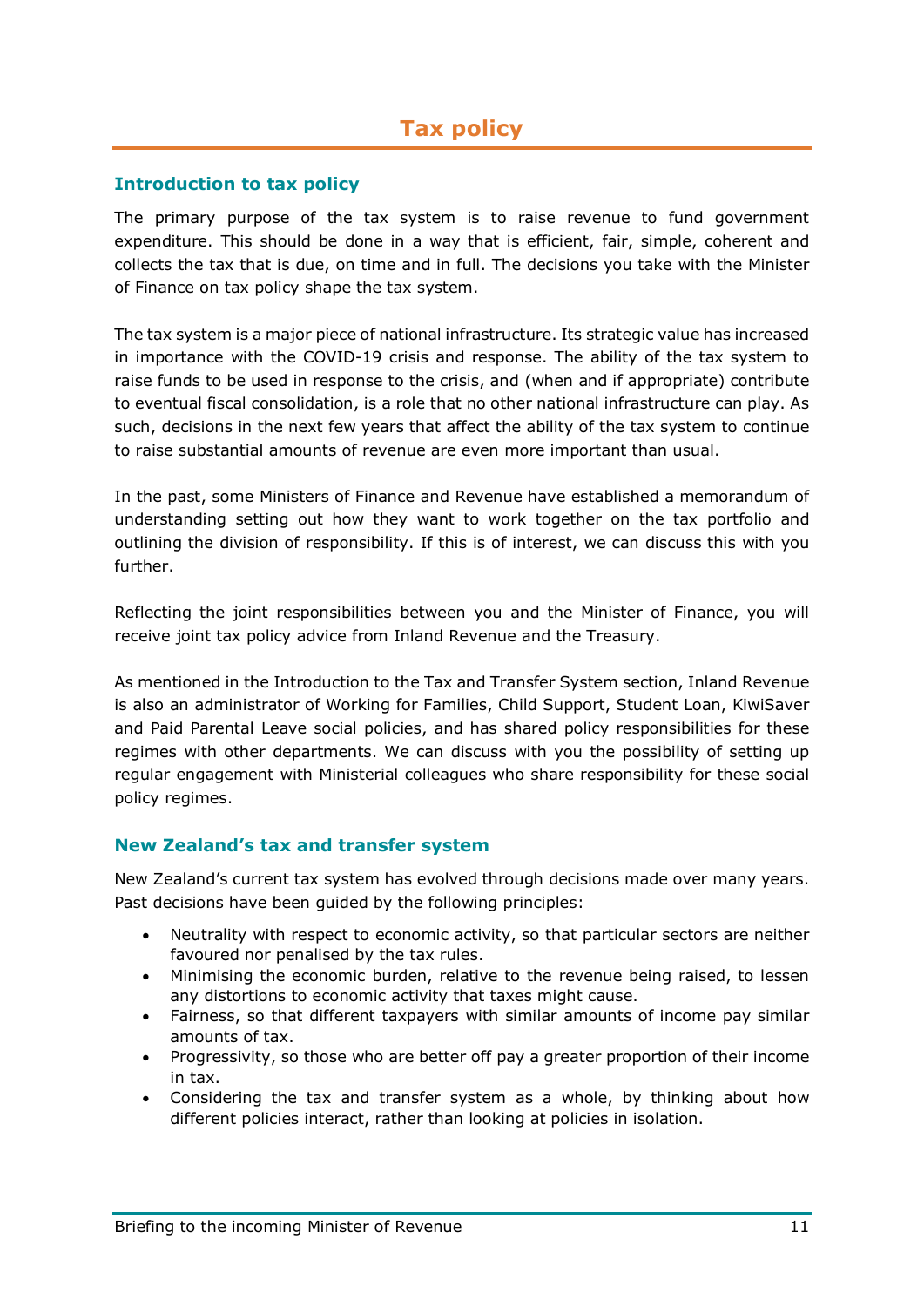# Tax policy

## Introduction to tax policy

The primary purpose of the tax system is to raise revenue to fund government expenditure. This should be done in a way that is efficient, fair, simple, coherent and collects the tax that is due, on time and in full. The decisions you take with the Minister of Finance on tax policy shape the tax system.

The tax system is a major piece of national infrastructure. Its strategic value has increased in importance with the COVID-19 crisis and response. The ability of the tax system to raise funds to be used in response to the crisis, and (when and if appropriate) contribute to eventual fiscal consolidation, is a role that no other national infrastructure can play. As such, decisions in the next few years that affect the ability of the tax system to continue to raise substantial amounts of revenue are even more important than usual.

In the past, some Ministers of Finance and Revenue have established a memorandum of understanding setting out how they want to work together on the tax portfolio and outlining the division of responsibility. If this is of interest, we can discuss this with you further.

Reflecting the joint responsibilities between you and the Minister of Finance, you will receive joint tax policy advice from Inland Revenue and the Treasury.

As mentioned in the Introduction to the Tax and Transfer System section, Inland Revenue is also an administrator of Working for Families, Child Support, Student Loan, KiwiSaver and Paid Parental Leave social policies, and has shared policy responsibilities for these regimes with other departments. We can discuss with you the possibility of setting up regular engagement with Ministerial colleagues who share responsibility for these social policy regimes.

## New Zealand's tax and transfer system

New Zealand's current tax system has evolved through decisions made over many years. Past decisions have been guided by the following principles:

- Neutrality with respect to economic activity, so that particular sectors are neither favoured nor penalised by the tax rules.
- Minimising the economic burden, relative to the revenue being raised, to lessen any distortions to economic activity that taxes might cause.
- Fairness, so that different taxpayers with similar amounts of income pay similar amounts of tax.
- Progressivity, so those who are better off pay a greater proportion of their income in tax.
- Considering the tax and transfer system as a whole, by thinking about how different policies interact, rather than looking at policies in isolation.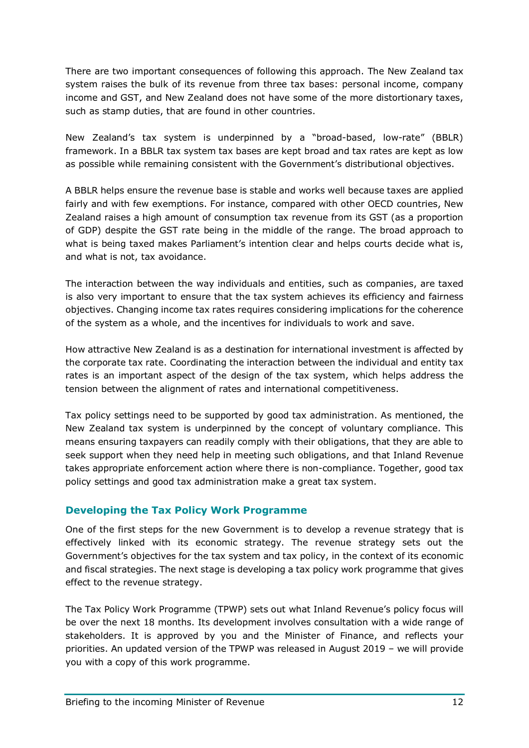There are two important consequences of following this approach. The New Zealand tax system raises the bulk of its revenue from three tax bases: personal income, company income and GST, and New Zealand does not have some of the more distortionary taxes, such as stamp duties, that are found in other countries.

New Zealand's tax system is underpinned by a "broad-based, low-rate" (BBLR) framework. In a BBLR tax system tax bases are kept broad and tax rates are kept as low as possible while remaining consistent with the Government's distributional objectives.

A BBLR helps ensure the revenue base is stable and works well because taxes are applied fairly and with few exemptions. For instance, compared with other OECD countries, New Zealand raises a high amount of consumption tax revenue from its GST (as a proportion of GDP) despite the GST rate being in the middle of the range. The broad approach to what is being taxed makes Parliament's intention clear and helps courts decide what is, and what is not, tax avoidance.

The interaction between the way individuals and entities, such as companies, are taxed is also very important to ensure that the tax system achieves its efficiency and fairness objectives. Changing income tax rates requires considering implications for the coherence of the system as a whole, and the incentives for individuals to work and save.

How attractive New Zealand is as a destination for international investment is affected by the corporate tax rate. Coordinating the interaction between the individual and entity tax rates is an important aspect of the design of the tax system, which helps address the tension between the alignment of rates and international competitiveness.

Tax policy settings need to be supported by good tax administration. As mentioned, the New Zealand tax system is underpinned by the concept of voluntary compliance. This means ensuring taxpayers can readily comply with their obligations, that they are able to seek support when they need help in meeting such obligations, and that Inland Revenue takes appropriate enforcement action where there is non-compliance. Together, good tax policy settings and good tax administration make a great tax system.

## Developing the Tax Policy Work Programme

One of the first steps for the new Government is to develop a revenue strategy that is effectively linked with its economic strategy. The revenue strategy sets out the Government's objectives for the tax system and tax policy, in the context of its economic and fiscal strategies. The next stage is developing a tax policy work programme that gives effect to the revenue strategy.

The Tax Policy Work Programme (TPWP) sets out what Inland Revenue's policy focus will be over the next 18 months. Its development involves consultation with a wide range of stakeholders. It is approved by you and the Minister of Finance, and reflects your priorities. An updated version of the TPWP was released in August 2019 – we will provide you with a copy of this work programme.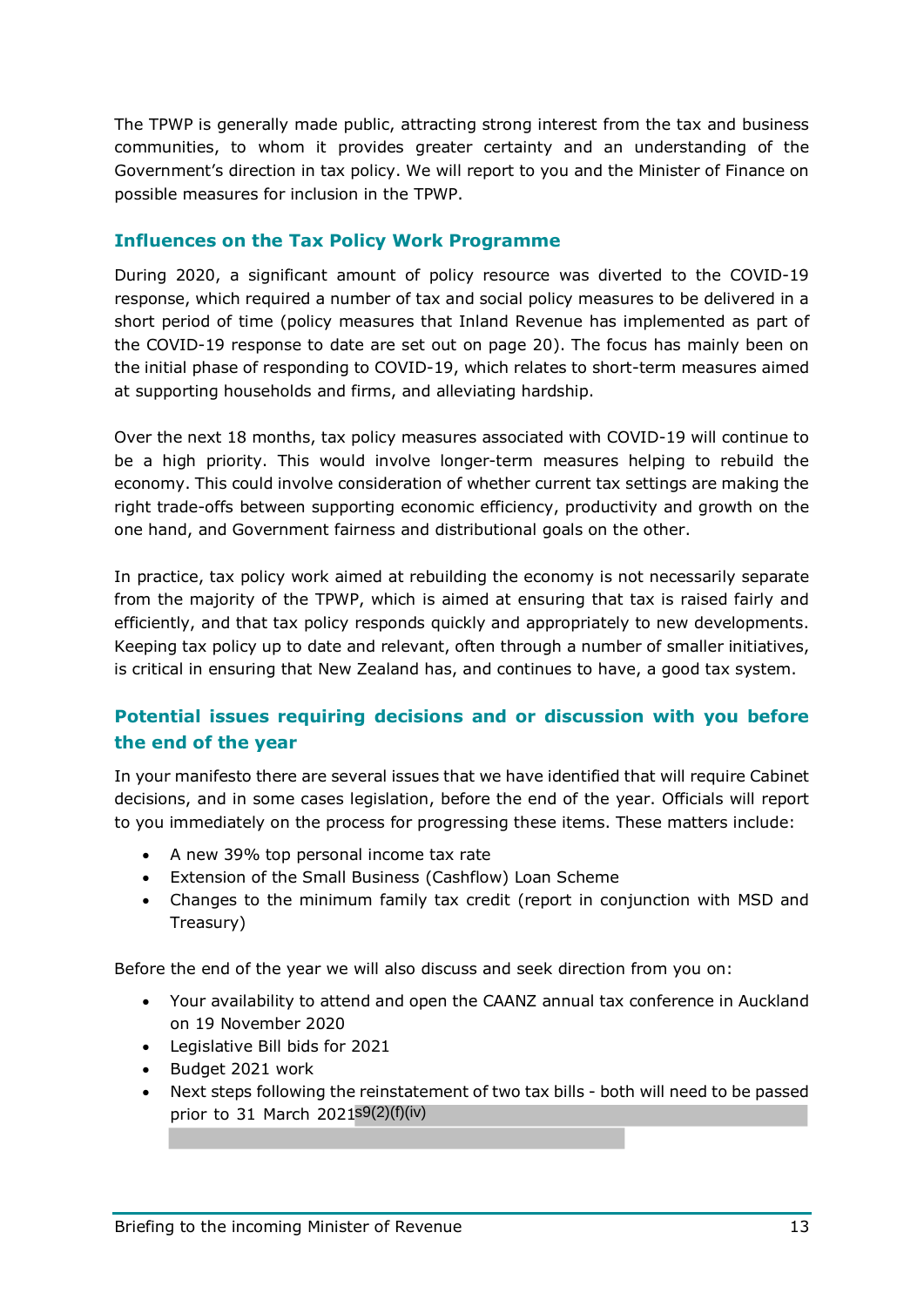The TPWP is generally made public, attracting strong interest from the tax and business communities, to whom it provides greater certainty and an understanding of the Government's direction in tax policy. We will report to you and the Minister of Finance on possible measures for inclusion in the TPWP.

## Influences on the Tax Policy Work Programme

During 2020, a significant amount of policy resource was diverted to the COVID-19 response, which required a number of tax and social policy measures to be delivered in a short period of time (policy measures that Inland Revenue has implemented as part of the COVID-19 response to date are set out on page 20). The focus has mainly been on the initial phase of responding to COVID-19, which relates to short-term measures aimed at supporting households and firms, and alleviating hardship.

Over the next 18 months, tax policy measures associated with COVID-19 will continue to be a high priority. This would involve longer-term measures helping to rebuild the economy. This could involve consideration of whether current tax settings are making the right trade-offs between supporting economic efficiency, productivity and growth on the one hand, and Government fairness and distributional goals on the other.

In practice, tax policy work aimed at rebuilding the economy is not necessarily separate from the majority of the TPWP, which is aimed at ensuring that tax is raised fairly and efficiently, and that tax policy responds quickly and appropriately to new developments. Keeping tax policy up to date and relevant, often through a number of smaller initiatives, is critical in ensuring that New Zealand has, and continues to have, a good tax system.

## Potential issues requiring decisions and or discussion with you before the end of the year

In your manifesto there are several issues that we have identified that will require Cabinet decisions, and in some cases legislation, before the end of the year. Officials will report to you immediately on the process for progressing these items. These matters include:

- A new 39% top personal income tax rate
- Extension of the Small Business (Cashflow) Loan Scheme
- Changes to the minimum family tax credit (report in conjunction with MSD and Treasury)

Before the end of the year we will also discuss and seek direction from you on:

- Your availability to attend and open the CAANZ annual tax conference in Auckland on 19 November 2020
- Legislative Bill bids for 2021
- Budget 2021 work
- Next steps following the reinstatement of two tax bills - both will need to be passed prior to 31 March 2021 s9(2)(f)(iv)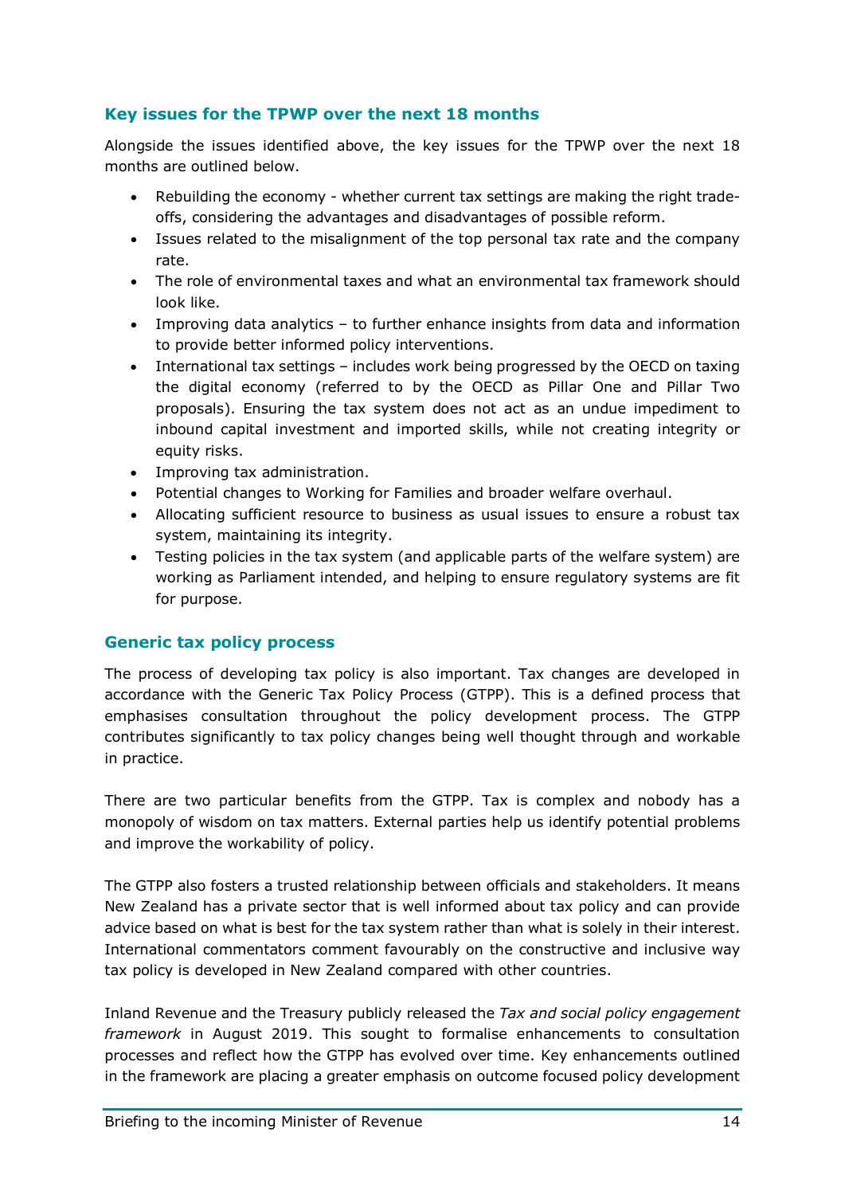### Key issues for the TPWP over the next 18 months

Alongside the issues identified above, the key issues for the TPWP over the next 18 months are outlined below.

- Rebuilding the economy - whether current tax settings are making the right trade-offs, considering the advantages and disadvantages of possible reform.
- Issues related to the misalignment of the top personal tax rate and the company rate.
- The role of environmental taxes and what an environmental tax framework should look like.
- Improving data analytics – to further enhance insights from data and information to provide better informed policy interventions.
- International tax settings – includes work being progressed by the OECD on taxing the digital economy (referred to by the OECD as Pillar One and Pillar Two proposals). Ensuring the tax system does not act as an undue impediment to inbound capital investment and imported skills, while not creating integrity or equity risks.
- Improving tax administration.
- Potential changes to Working for Families and broader welfare overhaul.
- Allocating sufficient resource to business as usual issues to ensure a robust tax system, maintaining its integrity.
- Testing policies in the tax system (and applicable parts of the welfare system) are working as Parliament intended, and helping to ensure regulatory systems are fit for purpose.

### Generic tax policy process

The process of developing tax policy is also important. Tax changes are developed in accordance with the Generic Tax Policy Process (GTPP). This is a defined process that emphasises consultation throughout the policy development process. The GTPP contributes significantly to tax policy changes being well thought through and workable in practice.

There are two particular benefits from the GTPP. Tax is complex and nobody has a monopoly of wisdom on tax matters. External parties help us identify potential problems and improve the workability of policy.

The GTPP also fosters a trusted relationship between officials and stakeholders. It means New Zealand has a private sector that is well informed about tax policy and can provide advice based on what is best for the tax system rather than what is solely in their interest. International commentators comment favourably on the constructive and inclusive way tax policy is developed in New Zealand compared with other countries.

Inland Revenue and the Treasury publicly released the *Tax and social policy engagement framework* in August 2019. This sought to formalise enhancements to consultation processes and reflect how the GTPP has evolved over time. Key enhancements outlined in the framework are placing a greater emphasis on outcome focused policy development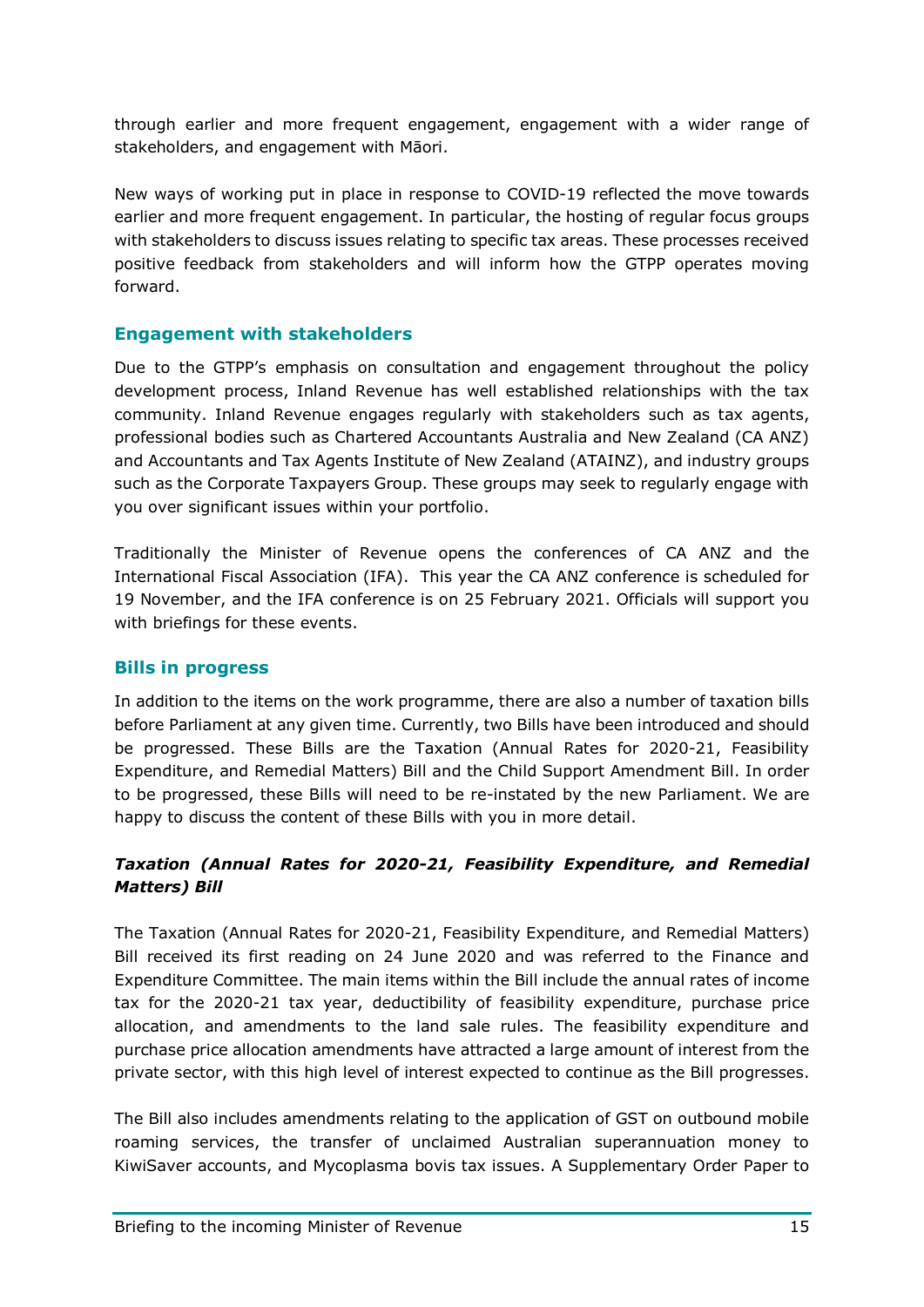through earlier and more frequent engagement, engagement with a wider range of stakeholders, and engagement with Māori.

New ways of working put in place in response to COVID-19 reflected the move towards earlier and more frequent engagement. In particular, the hosting of regular focus groups with stakeholders to discuss issues relating to specific tax areas. These processes received positive feedback from stakeholders and will inform how the GTPP operates moving forward.

## Engagement with stakeholders

Due to the GTPP's emphasis on consultation and engagement throughout the policy development process, Inland Revenue has well established relationships with the tax community. Inland Revenue engages regularly with stakeholders such as tax agents, professional bodies such as Chartered Accountants Australia and New Zealand (CA ANZ) and Accountants and Tax Agents Institute of New Zealand (ATAINZ), and industry groups such as the Corporate Taxpayers Group. These groups may seek to regularly engage with you over significant issues within your portfolio.

Traditionally the Minister of Revenue opens the conferences of CA ANZ and the International Fiscal Association (IFA). This year the CA ANZ conference is scheduled for 19 November, and the IFA conference is on 25 February 2021. Officials will support you with briefings for these events.

## Bills in progress

In addition to the items on the work programme, there are also a number of taxation bills before Parliament at any given time. Currently, two Bills have been introduced and should be progressed. These Bills are the Taxation (Annual Rates for 2020-21, Feasibility Expenditure, and Remedial Matters) Bill and the Child Support Amendment Bill. In order to be progressed, these Bills will need to be re-instated by the new Parliament. We are happy to discuss the content of these Bills with you in more detail.

### *Taxation (Annual Rates for 2020-21, Feasibility Expenditure, and Remedial Matters) Bill*

The Taxation (Annual Rates for 2020-21, Feasibility Expenditure, and Remedial Matters) Bill received its first reading on 24 June 2020 and was referred to the Finance and Expenditure Committee. The main items within the Bill include the annual rates of income tax for the 2020-21 tax year, deductibility of feasibility expenditure, purchase price allocation, and amendments to the land sale rules. The feasibility expenditure and purchase price allocation amendments have attracted a large amount of interest from the private sector, with this high level of interest expected to continue as the Bill progresses.

The Bill also includes amendments relating to the application of GST on outbound mobile roaming services, the transfer of unclaimed Australian superannuation money to KiwiSaver accounts, and Mycoplasma bovis tax issues. A Supplementary Order Paper to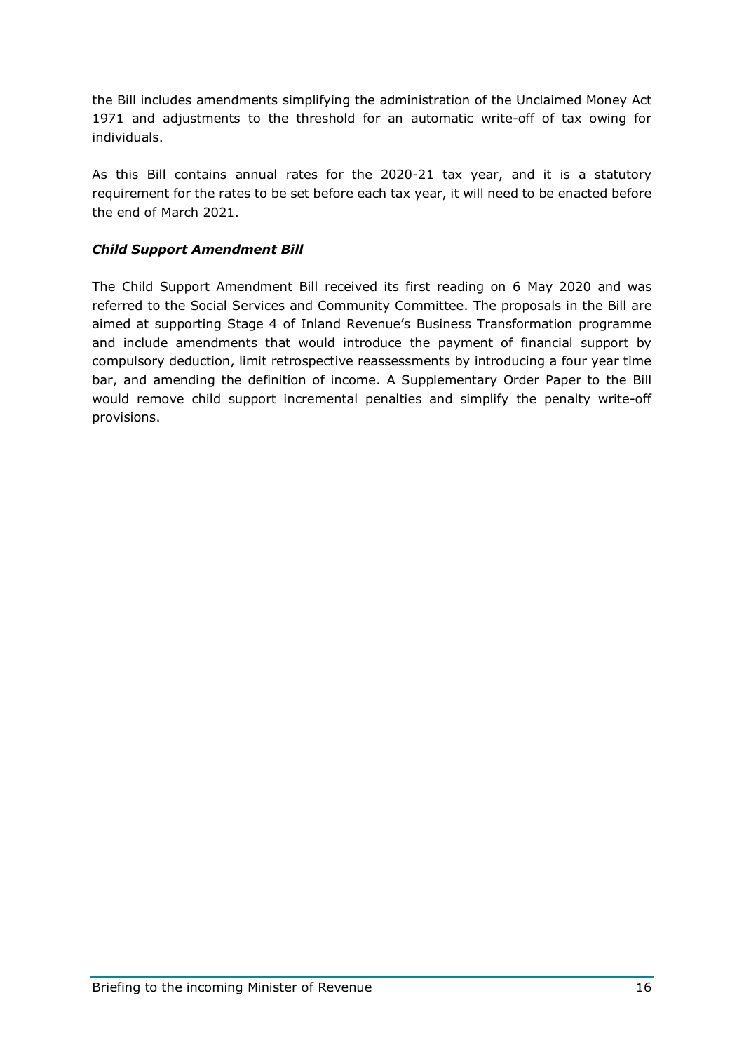the Bill includes amendments simplifying the administration of the Unclaimed Money Act 1971 and adjustments to the threshold for an automatic write-off of tax owing for individuals.

As this Bill contains annual rates for the 2020-21 tax year, and it is a statutory requirement for the rates to be set before each tax year, it will need to be enacted before the end of March 2021.

### *Child Support Amendment Bill*

The Child Support Amendment Bill received its first reading on 6 May 2020 and was referred to the Social Services and Community Committee. The proposals in the Bill are aimed at supporting Stage 4 of Inland Revenue's Business Transformation programme and include amendments that would introduce the payment of financial support by compulsory deduction, limit retrospective reassessments by introducing a four year time bar, and amending the definition of income. A Supplementary Order Paper to the Bill would remove child support incremental penalties and simplify the penalty write-off provisions.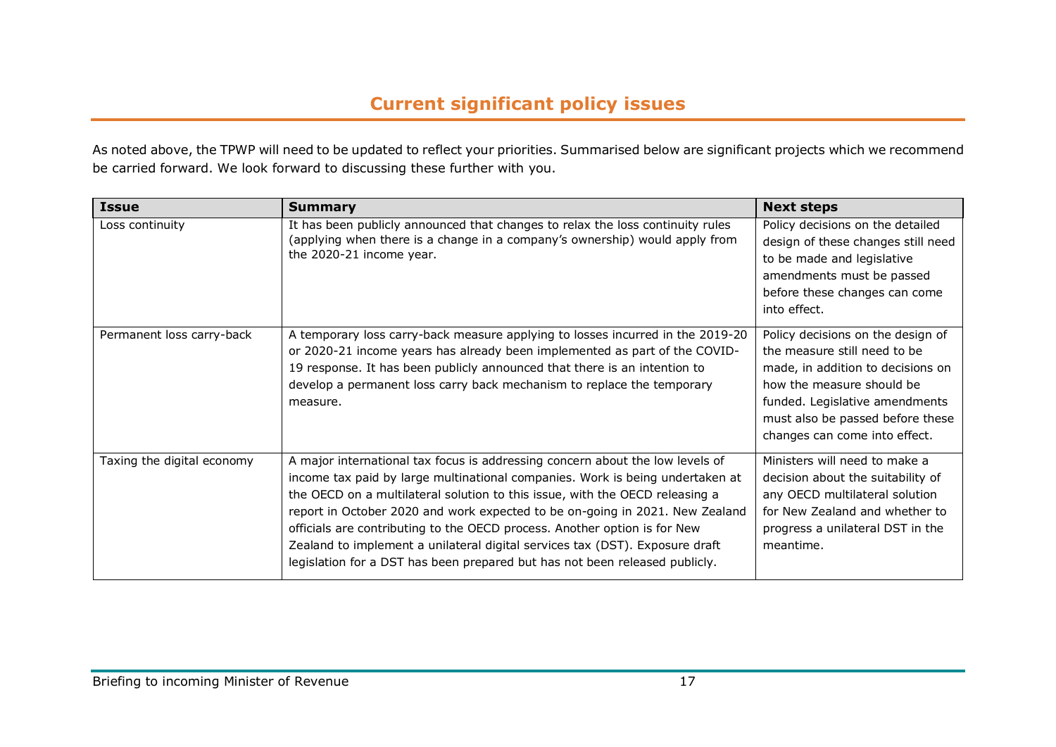## Current significant policy issues

As noted above, the TPWP will need to be updated to reflect your priorities. Summarised below are significant projects which we recommend be carried forward. We look forward to discussing these further with you.

| Issue | Summary | Next steps |
|---|---|---|
| Loss continuity | It has been publicly announced that changes to relax the loss continuity rules (applying when there is a change in a company's ownership) would apply from the 2020-21 income year. | Policy decisions on the detailed design of these changes still need to be made and legislative amendments must be passed before these changes can come into effect. |
| Permanent loss carry-back | A temporary loss carry-back measure applying to losses incurred in the 2019-20 or 2020-21 income years has already been implemented as part of the COVID-19 response. It has been publicly announced that there is an intention to develop a permanent loss carry back mechanism to replace the temporary measure. | Policy decisions on the design of the measure still need to be made, in addition to decisions on how the measure should be funded. Legislative amendments must also be passed before these changes can come into effect. |
| Taxing the digital economy | A major international tax focus is addressing concern about the low levels of income tax paid by large multinational companies. Work is being undertaken at the OECD on a multilateral solution to this issue, with the OECD releasing a report in October 2020 and work expected to be on-going in 2021. New Zealand officials are contributing to the OECD process. Another option is for New Zealand to implement a unilateral digital services tax (DST). Exposure draft legislation for a DST has been prepared but has not been released publicly. | Ministers will need to make a decision about the suitability of any OECD multilateral solution for New Zealand and whether to progress a unilateral DST in the meantime. |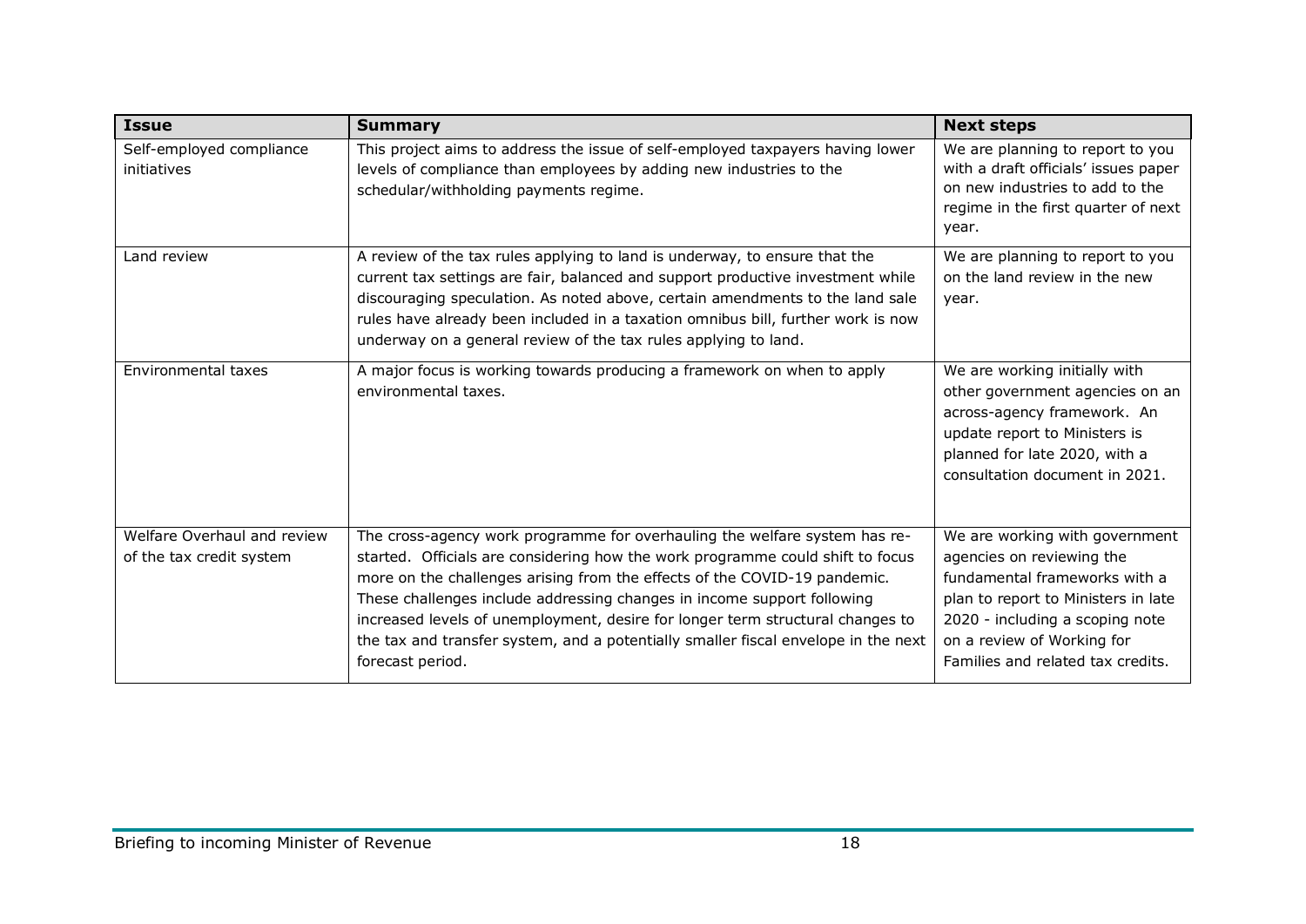| Issue | Summary | Next steps |
| --- | --- | --- |
| Self-employed compliance initiatives | This project aims to address the issue of self-employed taxpayers having lower levels of compliance than employees by adding new industries to the schedular/withholding payments regime. | We are planning to report to you with a draft officials' issues paper on new industries to add to the regime in the first quarter of next year. |
| Land review | A review of the tax rules applying to land is underway, to ensure that the current tax settings are fair, balanced and support productive investment while discouraging speculation. As noted above, certain amendments to the land sale rules have already been included in a taxation omnibus bill, further work is now underway on a general review of the tax rules applying to land. | We are planning to report to you on the land review in the new year. |
| Environmental taxes | A major focus is working towards producing a framework on when to apply environmental taxes. | We are working initially with other government agencies on an across-agency framework. An update report to Ministers is planned for late 2020, with a consultation document in 2021. |
| Welfare Overhaul and review of the tax credit system | The cross-agency work programme for overhauling the welfare system has re-started. Officials are considering how the work programme could shift to focus more on the challenges arising from the effects of the COVID-19 pandemic. These challenges include addressing changes in income support following increased levels of unemployment, desire for longer term structural changes to the tax and transfer system, and a potentially smaller fiscal envelope in the next forecast period. | We are working with government agencies on reviewing the fundamental frameworks with a plan to report to Ministers in late 2020 - including a scoping note on a review of Working for Families and related tax credits. |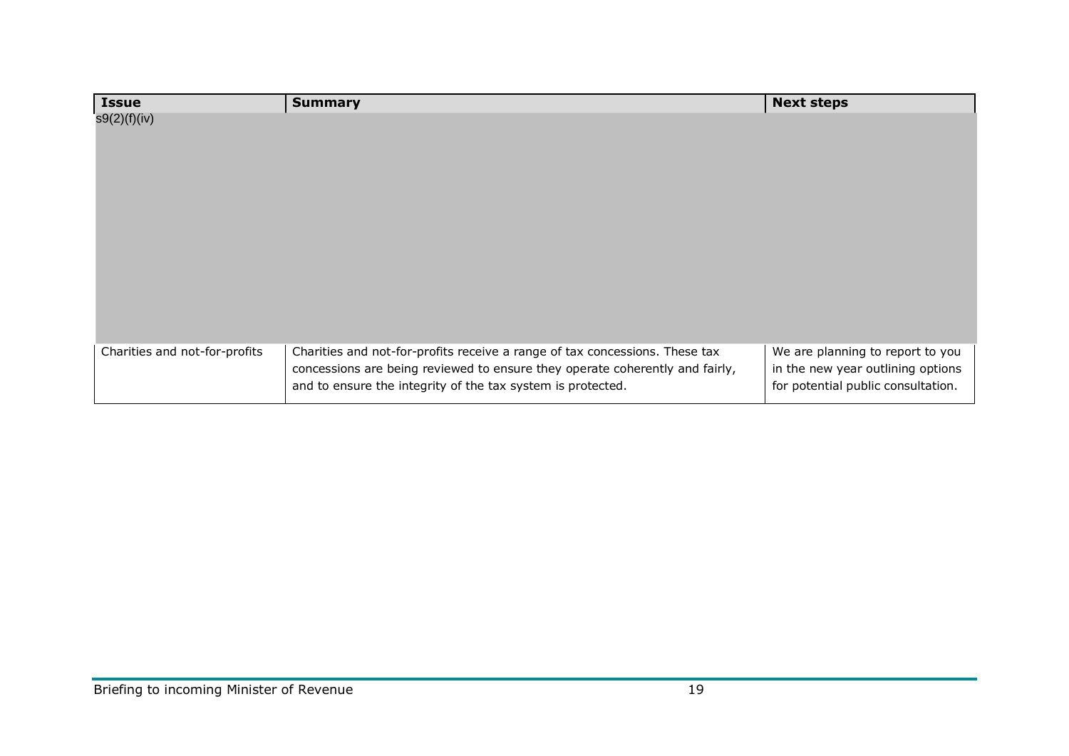| Issue | Summary | Next steps |
|---|---|---|
| s9(2)(f)(iv) | | |
| Charities and not-for-profits | Charities and not-for-profits receive a range of tax concessions. These tax concessions are being reviewed to ensure they operate coherently and fairly, and to ensure the integrity of the tax system is protected. | We are planning to report to you in the new year outlining options for potential public consultation. |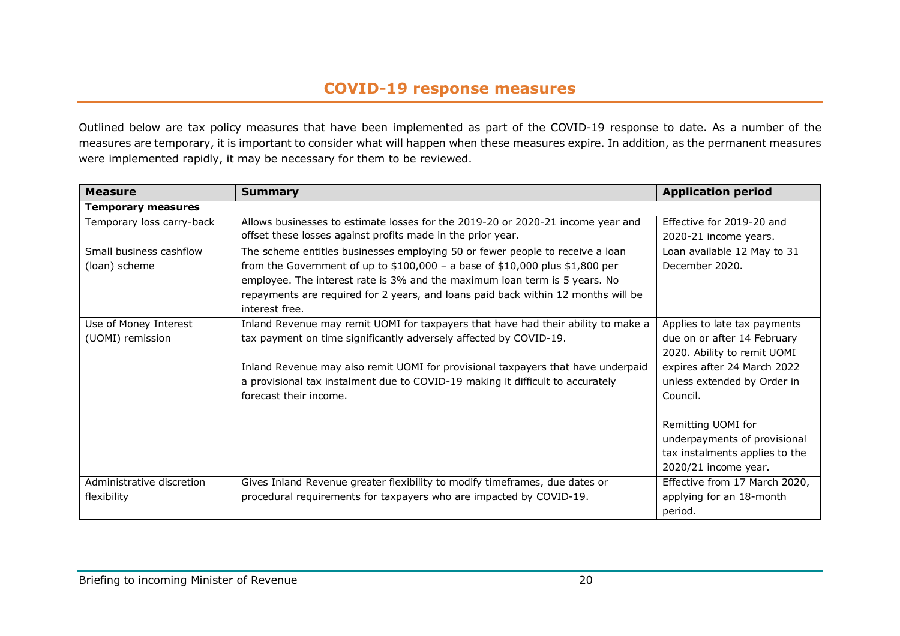## COVID-19 response measures

Outlined below are tax policy measures that have been implemented as part of the COVID-19 response to date. As a number of the measures are temporary, it is important to consider what will happen when these measures expire. In addition, as the permanent measures were implemented rapidly, it may be necessary for them to be reviewed.

| Measure | Summary | Application period |
|---|---|---|
| **Temporary measures** | | |
| Temporary loss carry-back | Allows businesses to estimate losses for the 2019-20 or 2020-21 income year and offset these losses against profits made in the prior year. | Effective for 2019-20 and 2020-21 income years. |
| Small business cashflow (loan) scheme | The scheme entitles businesses employing 50 or fewer people to receive a loan from the Government of up to $100,000 – a base of $10,000 plus $1,800 per employee. The interest rate is 3% and the maximum loan term is 5 years. No repayments are required for 2 years, and loans paid back within 12 months will be interest free. | Loan available 12 May to 31 December 2020. |
| Use of Money Interest (UOMI) remission | Inland Revenue may remit UOMI for taxpayers that have had their ability to make a tax payment on time significantly adversely affected by COVID-19.<br><br>Inland Revenue may also remit UOMI for provisional taxpayers that have underpaid a provisional tax instalment due to COVID-19 making it difficult to accurately forecast their income. | Applies to late tax payments due on or after 14 February 2020. Ability to remit UOMI expires after 24 March 2022 unless extended by Order in Council.<br><br>Remitting UOMI for underpayments of provisional tax instalments applies to the 2020/21 income year. |
| Administrative discretion flexibility | Gives Inland Revenue greater flexibility to modify timeframes, due dates or procedural requirements for taxpayers who are impacted by COVID-19. | Effective from 17 March 2020, applying for an 18-month period. |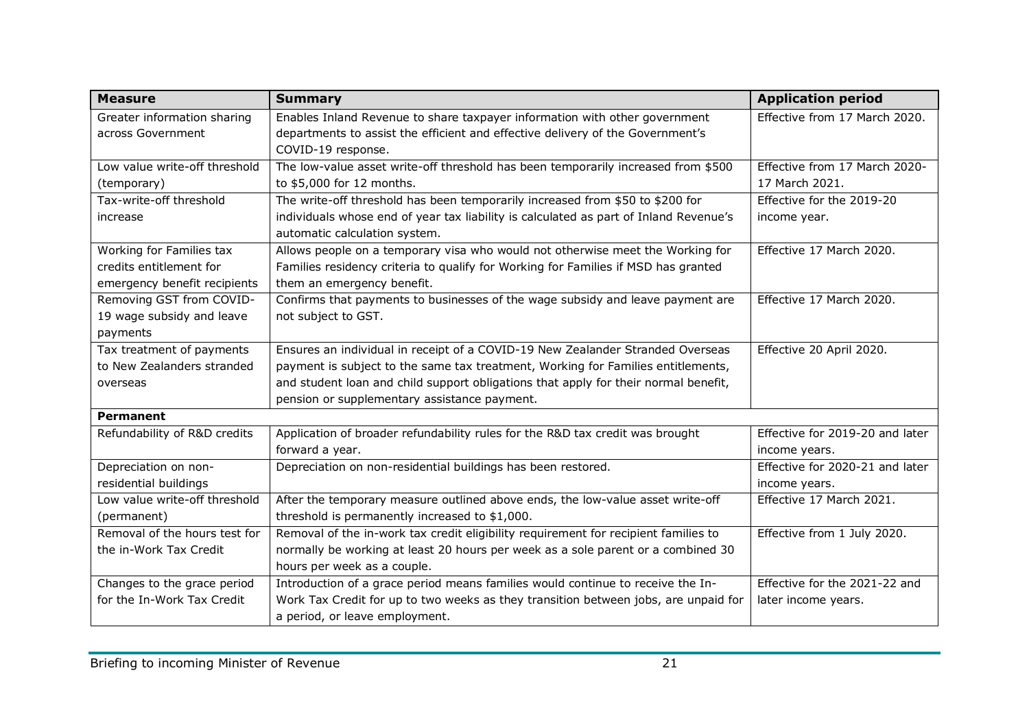| Measure | Summary | Application period |
|---|---|---|
| Greater information sharing across Government | Enables Inland Revenue to share taxpayer information with other government departments to assist the efficient and effective delivery of the Government's COVID-19 response. | Effective from 17 March 2020. |
| Low value write-off threshold (temporary) | The low-value asset write-off threshold has been temporarily increased from $500 to $5,000 for 12 months. | Effective from 17 March 2020-17 March 2021. |
| Tax-write-off threshold increase | The write-off threshold has been temporarily increased from $50 to $200 for individuals whose end of year tax liability is calculated as part of Inland Revenue's automatic calculation system. | Effective for the 2019-20 income year. |
| Working for Families tax credits entitlement for emergency benefit recipients | Allows people on a temporary visa who would not otherwise meet the Working for Families residency criteria to qualify for Working for Families if MSD has granted them an emergency benefit. | Effective 17 March 2020. |
| Removing GST from COVID-19 wage subsidy and leave payments | Confirms that payments to businesses of the wage subsidy and leave payment are not subject to GST. | Effective 17 March 2020. |
| Tax treatment of payments to New Zealanders stranded overseas | Ensures an individual in receipt of a COVID-19 New Zealander Stranded Overseas payment is subject to the same tax treatment, Working for Families entitlements, and student loan and child support obligations that apply for their normal benefit, pension or supplementary assistance payment. | Effective 20 April 2020. |
| **Permanent** | | |
| Refundability of R&D credits | Application of broader refundability rules for the R&D tax credit was brought forward a year. | Effective for 2019-20 and later income years. |
| Depreciation on non-residential buildings | Depreciation on non-residential buildings has been restored. | Effective for 2020-21 and later income years. |
| Low value write-off threshold (permanent) | After the temporary measure outlined above ends, the low-value asset write-off threshold is permanently increased to $1,000. | Effective 17 March 2021. |
| Removal of the hours test for the in-Work Tax Credit | Removal of the in-work tax credit eligibility requirement for recipient families to normally be working at least 20 hours per week as a sole parent or a combined 30 hours per week as a couple. | Effective from 1 July 2020. |
| Changes to the grace period for the In-Work Tax Credit | Introduction of a grace period means families would continue to receive the In-Work Tax Credit for up to two weeks as they transition between jobs, are unpaid for a period, or leave employment. | Effective for the 2021-22 and later income years. |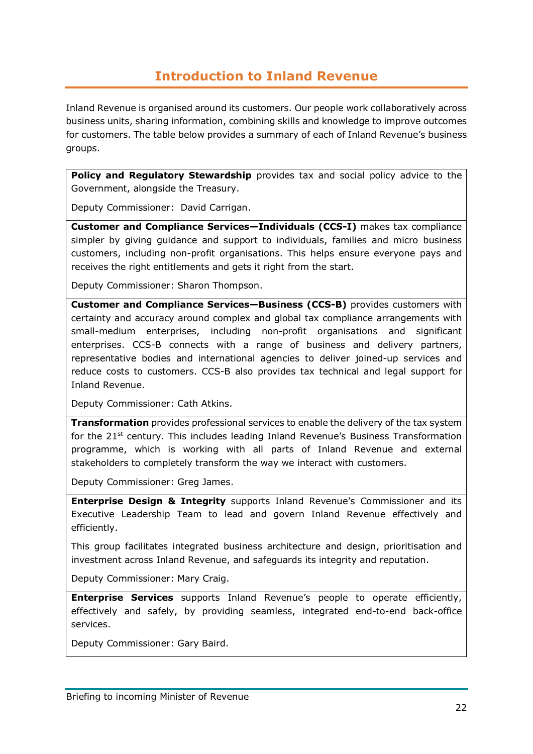# Introduction to Inland Revenue

Inland Revenue is organised around its customers. Our people work collaboratively across business units, sharing information, combining skills and knowledge to improve outcomes for customers. The table below provides a summary of each of Inland Revenue's business groups.

| |
|---|
| **Policy and Regulatory Stewardship** provides tax and social policy advice to the Government, alongside the Treasury.<br><br>Deputy Commissioner: David Carrigan. |
| **Customer and Compliance Services—Individuals (CCS-I)** makes tax compliance simpler by giving guidance and support to individuals, families and micro business customers, including non-profit organisations. This helps ensure everyone pays and receives the right entitlements and gets it right from the start.<br><br>Deputy Commissioner: Sharon Thompson. |
| **Customer and Compliance Services—Business (CCS-B)** provides customers with certainty and accuracy around complex and global tax compliance arrangements with small-medium enterprises, including non-profit organisations and significant enterprises. CCS-B connects with a range of business and delivery partners, representative bodies and international agencies to deliver joined-up services and reduce costs to customers. CCS-B also provides tax technical and legal support for Inland Revenue.<br><br>Deputy Commissioner: Cath Atkins. |
| **Transformation** provides professional services to enable the delivery of the tax system for the 21st century. This includes leading Inland Revenue's Business Transformation programme, which is working with all parts of Inland Revenue and external stakeholders to completely transform the way we interact with customers.<br><br>Deputy Commissioner: Greg James. |
| **Enterprise Design & Integrity** supports Inland Revenue's Commissioner and its Executive Leadership Team to lead and govern Inland Revenue effectively and efficiently.<br><br>This group facilitates integrated business architecture and design, prioritisation and investment across Inland Revenue, and safeguards its integrity and reputation.<br><br>Deputy Commissioner: Mary Craig. |
| **Enterprise Services** supports Inland Revenue's people to operate efficiently, effectively and safely, by providing seamless, integrated end-to-end back-office services.<br><br>Deputy Commissioner: Gary Baird. |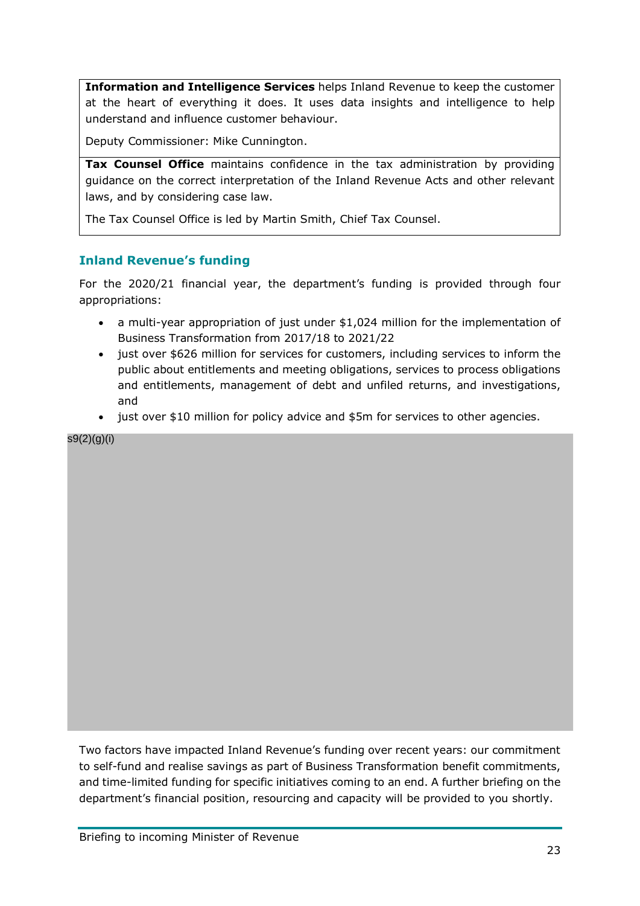| |
|---|
| **Information and Intelligence Services** helps Inland Revenue to keep the customer at the heart of everything it does. It uses data insights and intelligence to help understand and influence customer behaviour.<br><br>Deputy Commissioner: Mike Cunnington. |
| **Tax Counsel Office** maintains confidence in the tax administration by providing guidance on the correct interpretation of the Inland Revenue Acts and other relevant laws, and by considering case law.<br><br>The Tax Counsel Office is led by Martin Smith, Chief Tax Counsel. |

## Inland Revenue's funding

For the 2020/21 financial year, the department's funding is provided through four appropriations:

- a multi-year appropriation of just under $1,024 million for the implementation of Business Transformation from 2017/18 to 2021/22
- just over $626 million for services for customers, including services to inform the public about entitlements and meeting obligations, services to process obligations and entitlements, management of debt and unfiled returns, and investigations, and
- just over $10 million for policy advice and $5m for services to other agencies.

s9(2)(g)(i)

Two factors have impacted Inland Revenue's funding over recent years: our commitment to self-fund and realise savings as part of Business Transformation benefit commitments, and time-limited funding for specific initiatives coming to an end. A further briefing on the department's financial position, resourcing and capacity will be provided to you shortly.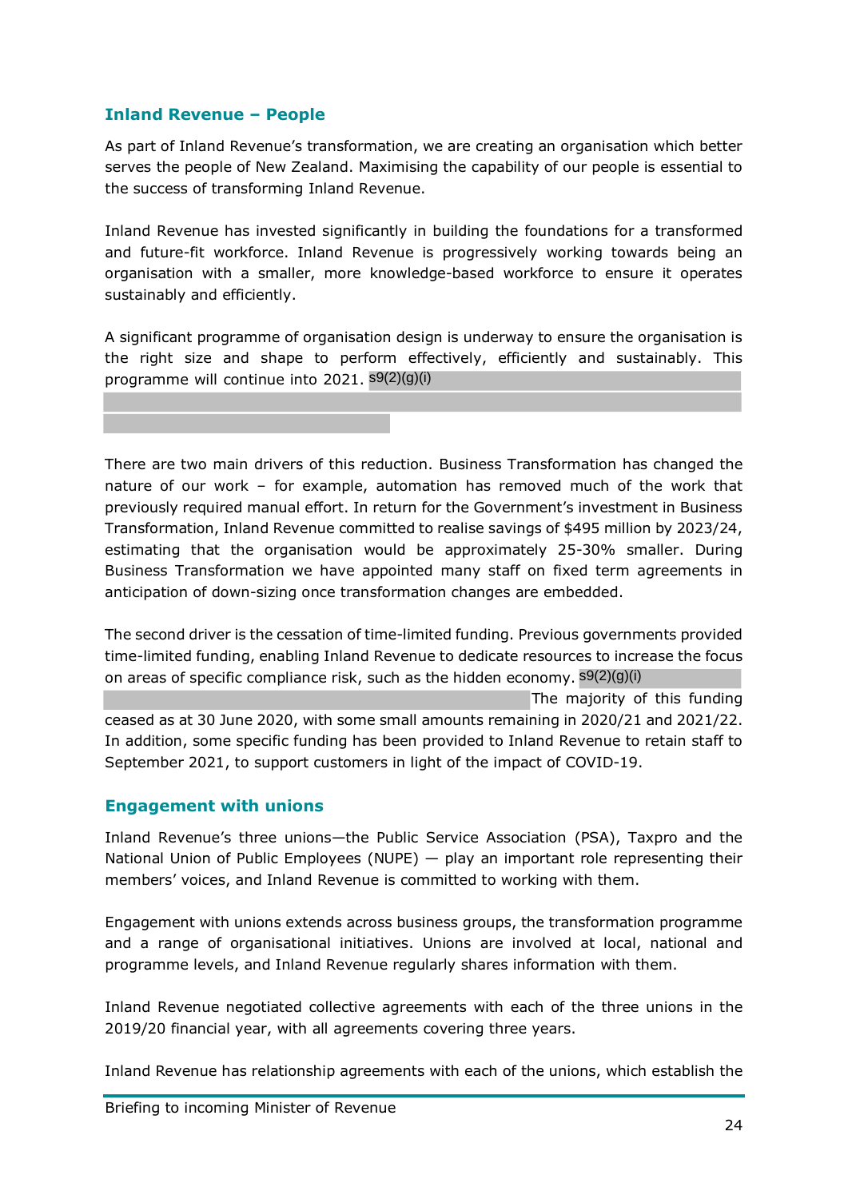## Inland Revenue – People

As part of Inland Revenue's transformation, we are creating an organisation which better serves the people of New Zealand. Maximising the capability of our people is essential to the success of transforming Inland Revenue.

Inland Revenue has invested significantly in building the foundations for a transformed and future-fit workforce. Inland Revenue is progressively working towards being an organisation with a smaller, more knowledge-based workforce to ensure it operates sustainably and efficiently.

A significant programme of organisation design is underway to ensure the organisation is the right size and shape to perform effectively, efficiently and sustainably. This programme will continue into 2021. s9(2)(g)(i)

There are two main drivers of this reduction. Business Transformation has changed the nature of our work – for example, automation has removed much of the work that previously required manual effort. In return for the Government's investment in Business Transformation, Inland Revenue committed to realise savings of $495 million by 2023/24, estimating that the organisation would be approximately 25-30% smaller. During Business Transformation we have appointed many staff on fixed term agreements in anticipation of down-sizing once transformation changes are embedded.

The second driver is the cessation of time-limited funding. Previous governments provided time-limited funding, enabling Inland Revenue to dedicate resources to increase the focus on areas of specific compliance risk, such as the hidden economy. s9(2)(g)(i) The majority of this funding ceased as at 30 June 2020, with some small amounts remaining in 2020/21 and 2021/22. In addition, some specific funding has been provided to Inland Revenue to retain staff to September 2021, to support customers in light of the impact of COVID-19.

## Engagement with unions

Inland Revenue's three unions—the Public Service Association (PSA), Taxpro and the National Union of Public Employees (NUPE) — play an important role representing their members' voices, and Inland Revenue is committed to working with them.

Engagement with unions extends across business groups, the transformation programme and a range of organisational initiatives. Unions are involved at local, national and programme levels, and Inland Revenue regularly shares information with them.

Inland Revenue negotiated collective agreements with each of the three unions in the 2019/20 financial year, with all agreements covering three years.

Inland Revenue has relationship agreements with each of the unions, which establish the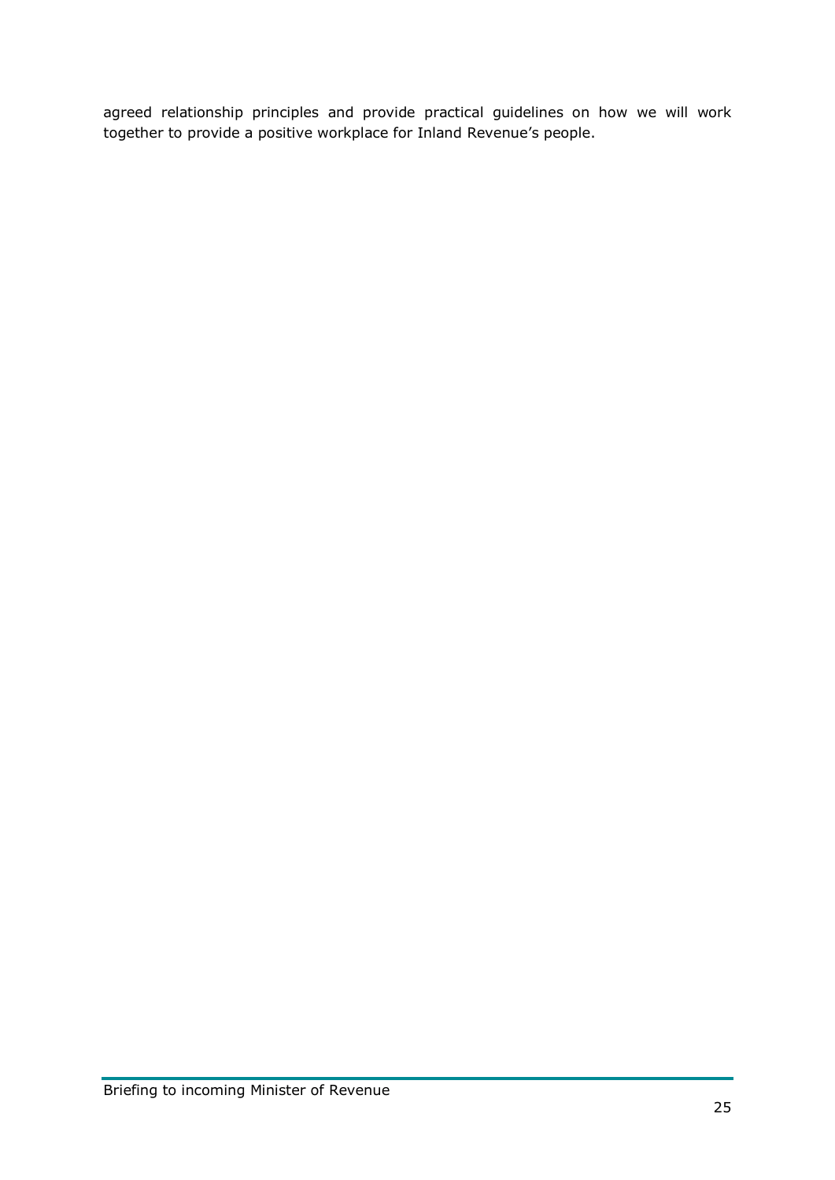agreed relationship principles and provide practical guidelines on how we will work together to provide a positive workplace for Inland Revenue's people.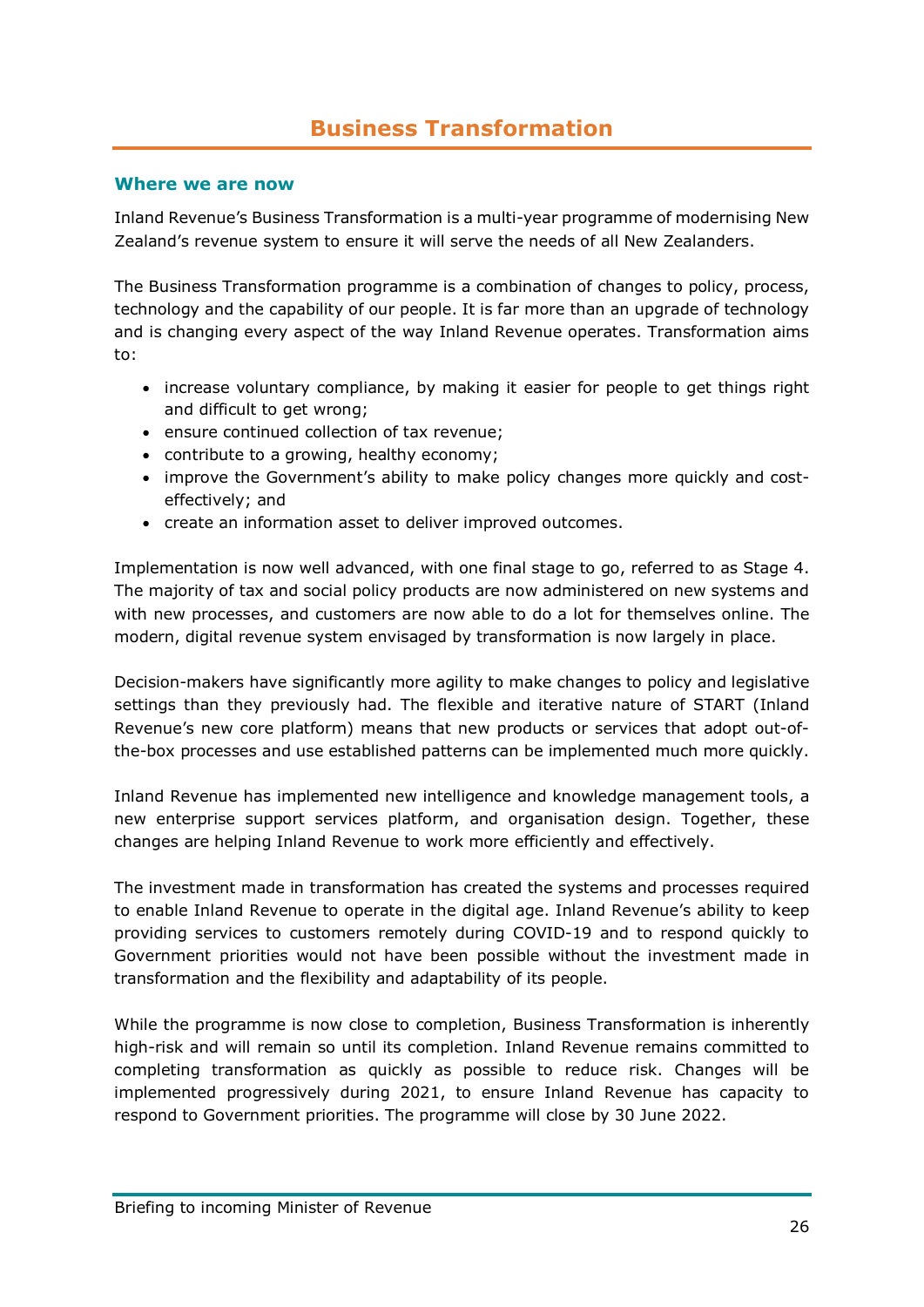# Business Transformation

## Where we are now

Inland Revenue's Business Transformation is a multi-year programme of modernising New Zealand's revenue system to ensure it will serve the needs of all New Zealanders.

The Business Transformation programme is a combination of changes to policy, process, technology and the capability of our people. It is far more than an upgrade of technology and is changing every aspect of the way Inland Revenue operates. Transformation aims to:

- increase voluntary compliance, by making it easier for people to get things right and difficult to get wrong;
- ensure continued collection of tax revenue;
- contribute to a growing, healthy economy;
- improve the Government's ability to make policy changes more quickly and cost-effectively; and
- create an information asset to deliver improved outcomes.

Implementation is now well advanced, with one final stage to go, referred to as Stage 4. The majority of tax and social policy products are now administered on new systems and with new processes, and customers are now able to do a lot for themselves online. The modern, digital revenue system envisaged by transformation is now largely in place.

Decision-makers have significantly more agility to make changes to policy and legislative settings than they previously had. The flexible and iterative nature of START (Inland Revenue's new core platform) means that new products or services that adopt out-of-the-box processes and use established patterns can be implemented much more quickly.

Inland Revenue has implemented new intelligence and knowledge management tools, a new enterprise support services platform, and organisation design. Together, these changes are helping Inland Revenue to work more efficiently and effectively.

The investment made in transformation has created the systems and processes required to enable Inland Revenue to operate in the digital age. Inland Revenue's ability to keep providing services to customers remotely during COVID-19 and to respond quickly to Government priorities would not have been possible without the investment made in transformation and the flexibility and adaptability of its people.

While the programme is now close to completion, Business Transformation is inherently high-risk and will remain so until its completion. Inland Revenue remains committed to completing transformation as quickly as possible to reduce risk. Changes will be implemented progressively during 2021, to ensure Inland Revenue has capacity to respond to Government priorities. The programme will close by 30 June 2022.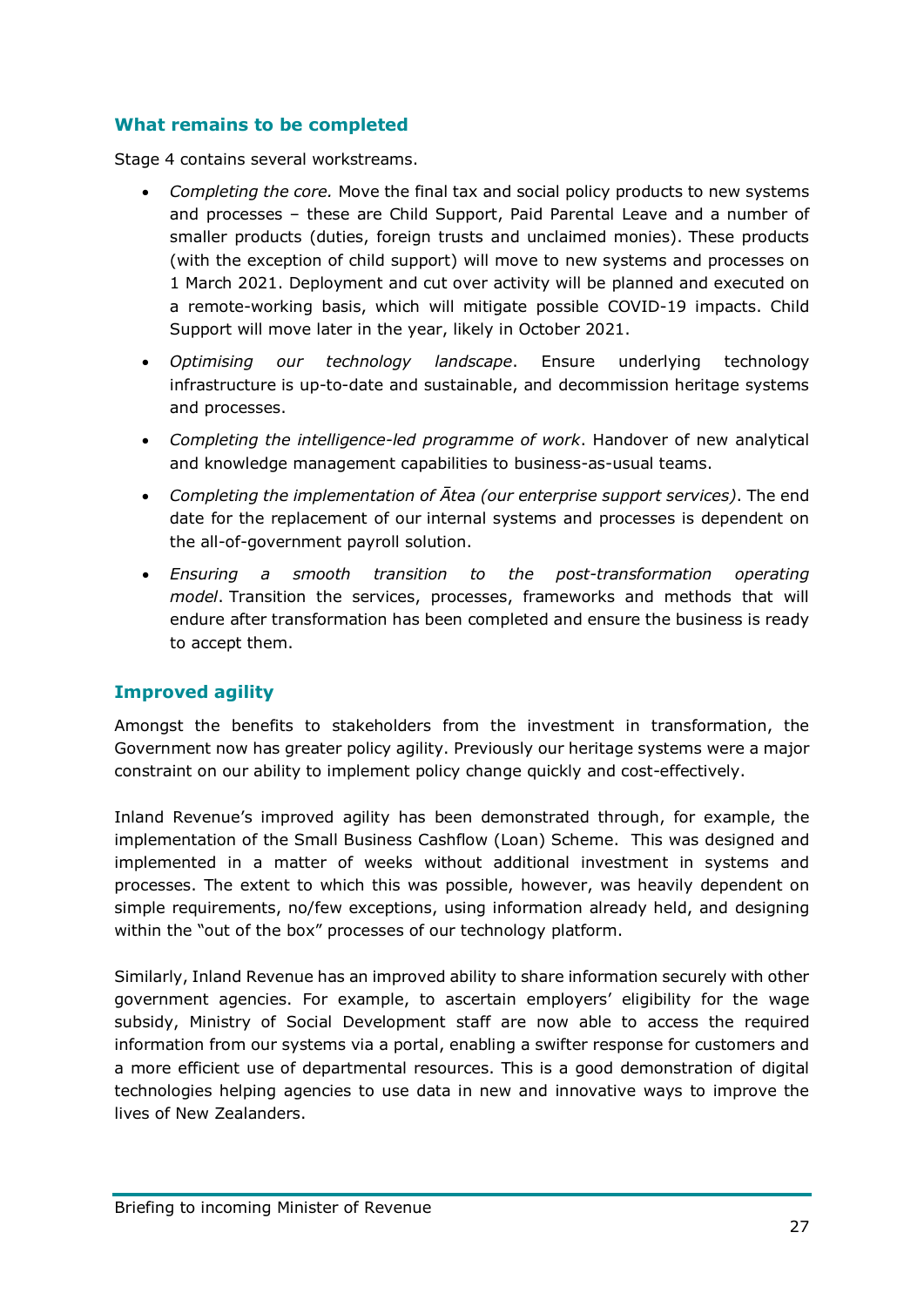## What remains to be completed

Stage 4 contains several workstreams.

- *Completing the core.* Move the final tax and social policy products to new systems and processes – these are Child Support, Paid Parental Leave and a number of smaller products (duties, foreign trusts and unclaimed monies). These products (with the exception of child support) will move to new systems and processes on 1 March 2021. Deployment and cut over activity will be planned and executed on a remote-working basis, which will mitigate possible COVID-19 impacts. Child Support will move later in the year, likely in October 2021.
- *Optimising our technology landscape*. Ensure underlying technology infrastructure is up-to-date and sustainable, and decommission heritage systems and processes.
- *Completing the intelligence-led programme of work*. Handover of new analytical and knowledge management capabilities to business-as-usual teams.
- *Completing the implementation of Ātea (our enterprise support services)*. The end date for the replacement of our internal systems and processes is dependent on the all-of-government payroll solution.
- *Ensuring a smooth transition to the post-transformation operating model*. Transition the services, processes, frameworks and methods that will endure after transformation has been completed and ensure the business is ready to accept them.

## Improved agility

Amongst the benefits to stakeholders from the investment in transformation, the Government now has greater policy agility. Previously our heritage systems were a major constraint on our ability to implement policy change quickly and cost-effectively.

Inland Revenue's improved agility has been demonstrated through, for example, the implementation of the Small Business Cashflow (Loan) Scheme. This was designed and implemented in a matter of weeks without additional investment in systems and processes. The extent to which this was possible, however, was heavily dependent on simple requirements, no/few exceptions, using information already held, and designing within the "out of the box" processes of our technology platform.

Similarly, Inland Revenue has an improved ability to share information securely with other government agencies. For example, to ascertain employers' eligibility for the wage subsidy, Ministry of Social Development staff are now able to access the required information from our systems via a portal, enabling a swifter response for customers and a more efficient use of departmental resources. This is a good demonstration of digital technologies helping agencies to use data in new and innovative ways to improve the lives of New Zealanders.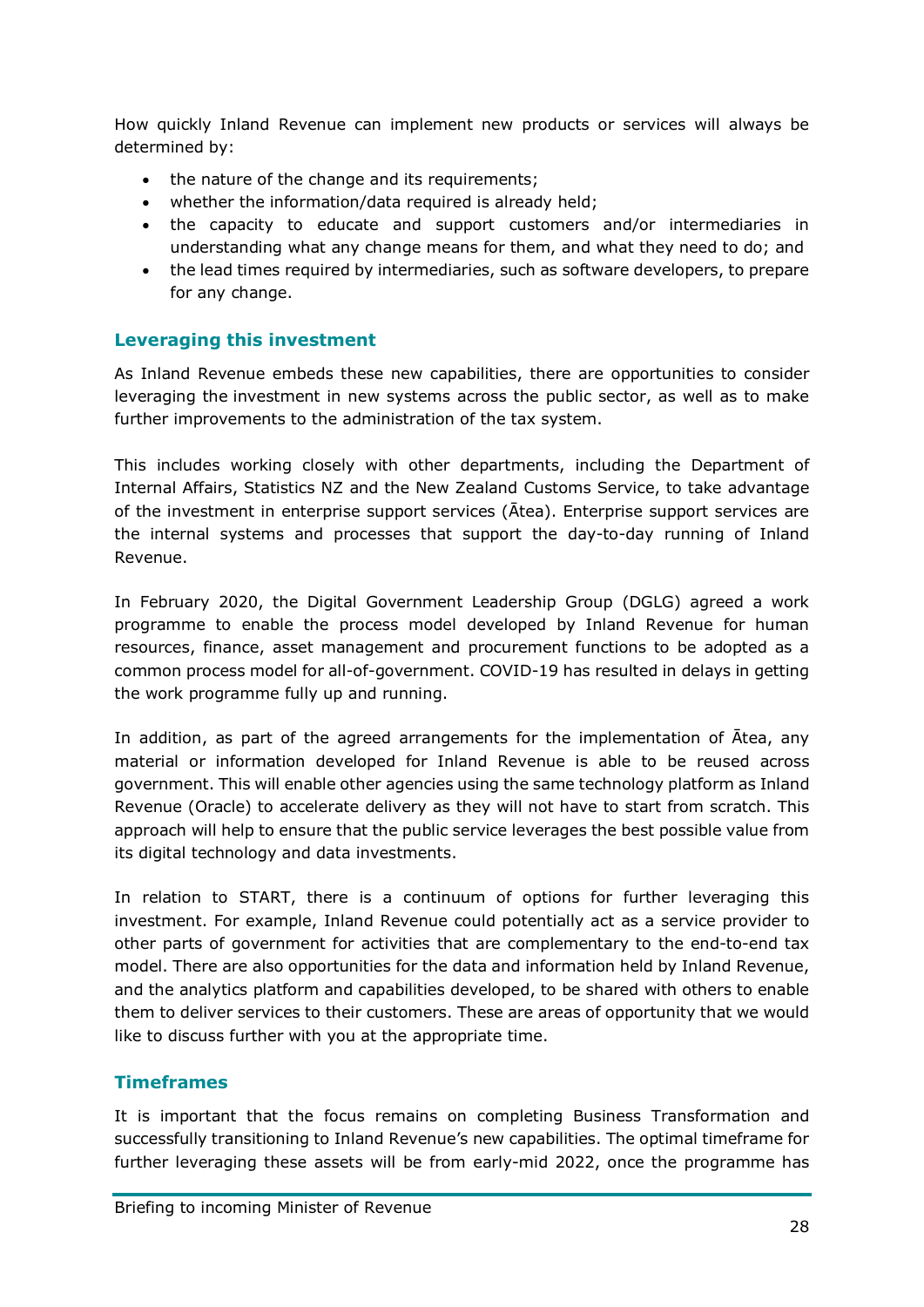How quickly Inland Revenue can implement new products or services will always be determined by:

- the nature of the change and its requirements;
- whether the information/data required is already held;
- the capacity to educate and support customers and/or intermediaries in understanding what any change means for them, and what they need to do; and
- the lead times required by intermediaries, such as software developers, to prepare for any change.

## Leveraging this investment

As Inland Revenue embeds these new capabilities, there are opportunities to consider leveraging the investment in new systems across the public sector, as well as to make further improvements to the administration of the tax system.

This includes working closely with other departments, including the Department of Internal Affairs, Statistics NZ and the New Zealand Customs Service, to take advantage of the investment in enterprise support services (Ātea). Enterprise support services are the internal systems and processes that support the day-to-day running of Inland Revenue.

In February 2020, the Digital Government Leadership Group (DGLG) agreed a work programme to enable the process model developed by Inland Revenue for human resources, finance, asset management and procurement functions to be adopted as a common process model for all-of-government. COVID-19 has resulted in delays in getting the work programme fully up and running.

In addition, as part of the agreed arrangements for the implementation of Ātea, any material or information developed for Inland Revenue is able to be reused across government. This will enable other agencies using the same technology platform as Inland Revenue (Oracle) to accelerate delivery as they will not have to start from scratch. This approach will help to ensure that the public service leverages the best possible value from its digital technology and data investments.

In relation to START, there is a continuum of options for further leveraging this investment. For example, Inland Revenue could potentially act as a service provider to other parts of government for activities that are complementary to the end-to-end tax model. There are also opportunities for the data and information held by Inland Revenue, and the analytics platform and capabilities developed, to be shared with others to enable them to deliver services to their customers. These are areas of opportunity that we would like to discuss further with you at the appropriate time.

## Timeframes

It is important that the focus remains on completing Business Transformation and successfully transitioning to Inland Revenue's new capabilities. The optimal timeframe for further leveraging these assets will be from early-mid 2022, once the programme has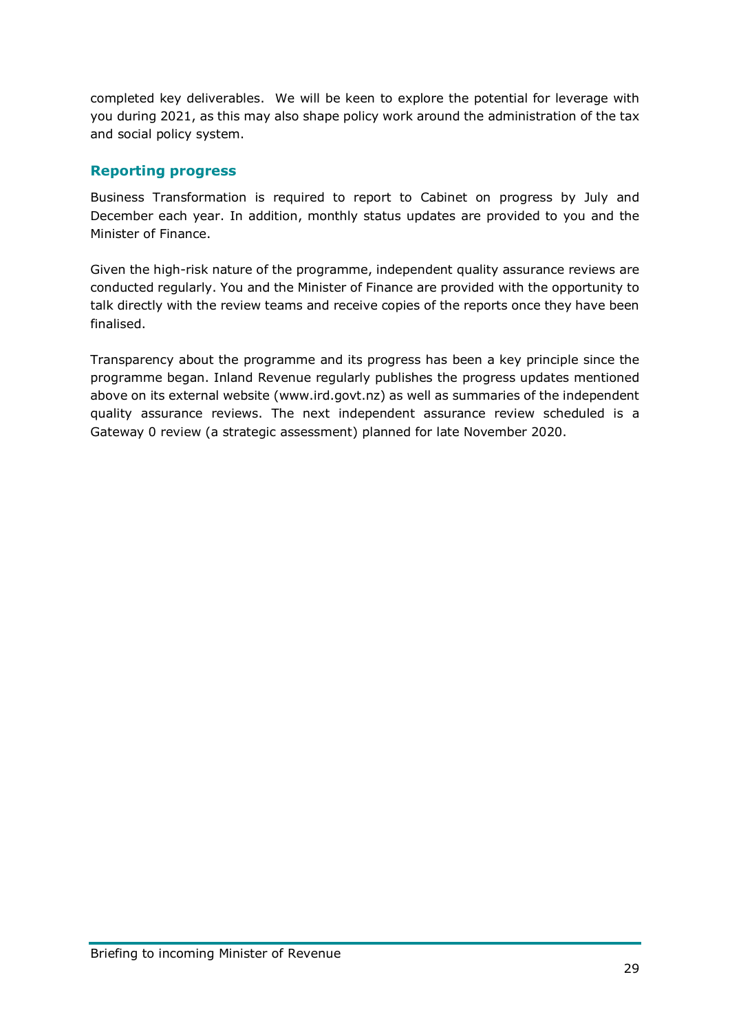completed key deliverables. We will be keen to explore the potential for leverage with you during 2021, as this may also shape policy work around the administration of the tax and social policy system.

## Reporting progress

Business Transformation is required to report to Cabinet on progress by July and December each year. In addition, monthly status updates are provided to you and the Minister of Finance.

Given the high-risk nature of the programme, independent quality assurance reviews are conducted regularly. You and the Minister of Finance are provided with the opportunity to talk directly with the review teams and receive copies of the reports once they have been finalised.

Transparency about the programme and its progress has been a key principle since the programme began. Inland Revenue regularly publishes the progress updates mentioned above on its external website (www.ird.govt.nz) as well as summaries of the independent quality assurance reviews. The next independent assurance review scheduled is a Gateway 0 review (a strategic assessment) planned for late November 2020.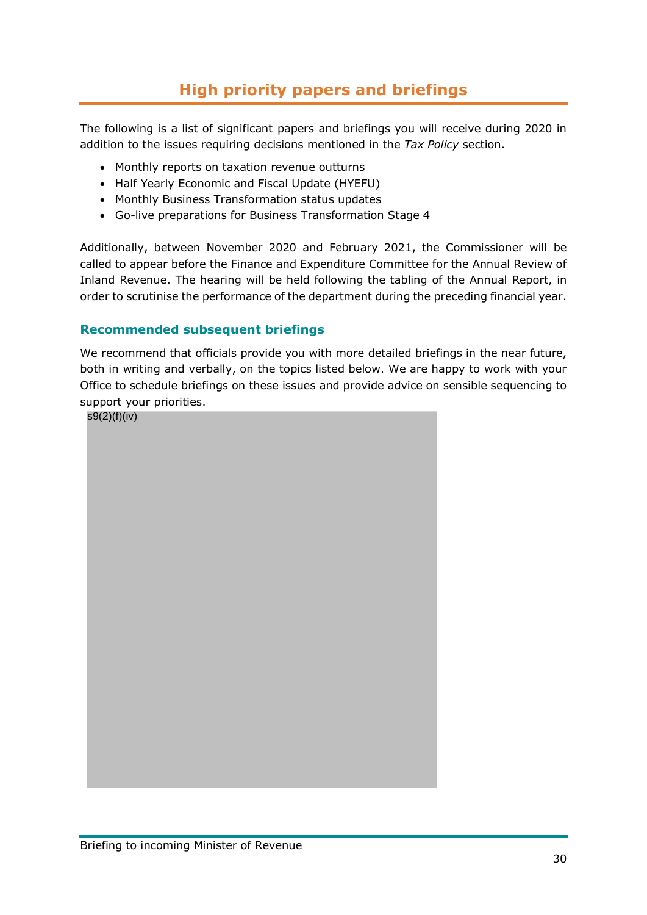# High priority papers and briefings

The following is a list of significant papers and briefings you will receive during 2020 in addition to the issues requiring decisions mentioned in the *Tax Policy* section.

- Monthly reports on taxation revenue outturns
- Half Yearly Economic and Fiscal Update (HYEFU)
- Monthly Business Transformation status updates
- Go-live preparations for Business Transformation Stage 4

Additionally, between November 2020 and February 2021, the Commissioner will be called to appear before the Finance and Expenditure Committee for the Annual Review of Inland Revenue. The hearing will be held following the tabling of the Annual Report, in order to scrutinise the performance of the department during the preceding financial year.

## Recommended subsequent briefings

We recommend that officials provide you with more detailed briefings in the near future, both in writing and verbally, on the topics listed below. We are happy to work with your Office to schedule briefings on these issues and provide advice on sensible sequencing to support your priorities.

s9(2)(f)(iv)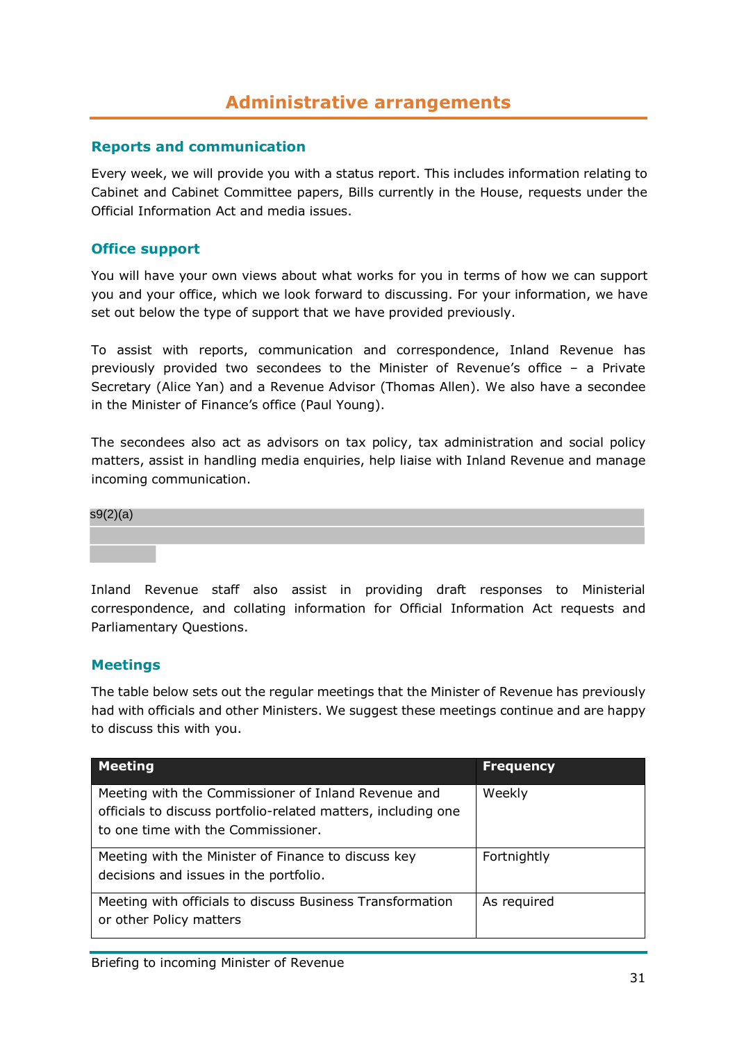# Administrative arrangements

## Reports and communication

Every week, we will provide you with a status report. This includes information relating to Cabinet and Cabinet Committee papers, Bills currently in the House, requests under the Official Information Act and media issues.

## Office support

You will have your own views about what works for you in terms of how we can support you and your office, which we look forward to discussing. For your information, we have set out below the type of support that we have provided previously.

To assist with reports, communication and correspondence, Inland Revenue has previously provided two secondees to the Minister of Revenue's office – a Private Secretary (Alice Yan) and a Revenue Advisor (Thomas Allen). We also have a secondee in the Minister of Finance's office (Paul Young).

The secondees also act as advisors on tax policy, tax administration and social policy matters, assist in handling media enquiries, help liaise with Inland Revenue and manage incoming communication.

s9(2)(a)

Inland Revenue staff also assist in providing draft responses to Ministerial correspondence, and collating information for Official Information Act requests and Parliamentary Questions.

## Meetings

The table below sets out the regular meetings that the Minister of Revenue has previously had with officials and other Ministers. We suggest these meetings continue and are happy to discuss this with you.

| Meeting | Frequency |
|---|---|
| Meeting with the Commissioner of Inland Revenue and officials to discuss portfolio-related matters, including one to one time with the Commissioner. | Weekly |
| Meeting with the Minister of Finance to discuss key decisions and issues in the portfolio. | Fortnightly |
| Meeting with officials to discuss Business Transformation or other Policy matters | As required |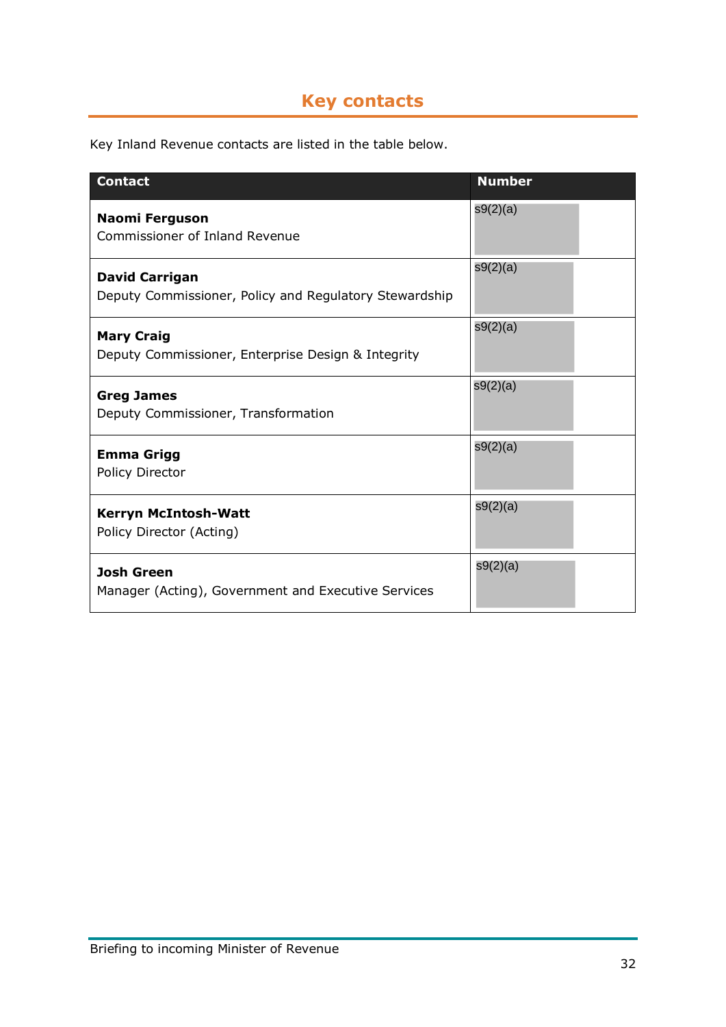# Key contacts

Key Inland Revenue contacts are listed in the table below.

| Contact | Number |
|---|---|
| **Naomi Ferguson**<br>Commissioner of Inland Revenue | s9(2)(a) |
| **David Carrigan**<br>Deputy Commissioner, Policy and Regulatory Stewardship | s9(2)(a) |
| **Mary Craig**<br>Deputy Commissioner, Enterprise Design & Integrity | s9(2)(a) |
| **Greg James**<br>Deputy Commissioner, Transformation | s9(2)(a) |
| **Emma Grigg**<br>Policy Director | s9(2)(a) |
| **Kerryn McIntosh-Watt**<br>Policy Director (Acting) | s9(2)(a) |
| **Josh Green**<br>Manager (Acting), Government and Executive Services | s9(2)(a) |